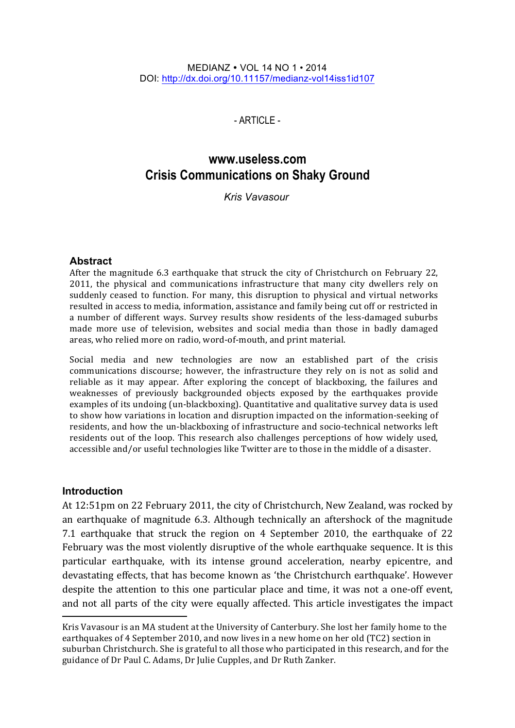MEDIANZ • VOL 14 NO 1 • 2014
DOI: http://dx.doi.org/10.11157/medianz-vol14iss1id107

- ARTICLE -

# www.useless.com
# Crisis Communications on Shaky Ground

*Kris Vavasour*

## Abstract

After the magnitude 6.3 earthquake that struck the city of Christchurch on February 22, 2011, the physical and communications infrastructure that many city dwellers rely on suddenly ceased to function. For many, this disruption to physical and virtual networks resulted in access to media, information, assistance and family being cut off or restricted in a number of different ways. Survey results show residents of the less-damaged suburbs made more use of television, websites and social media than those in badly damaged areas, who relied more on radio, word-of-mouth, and print material.

Social media and new technologies are now an established part of the crisis communications discourse; however, the infrastructure they rely on is not as solid and reliable as it may appear. After exploring the concept of blackboxing, the failures and weaknesses of previously backgrounded objects exposed by the earthquakes provide examples of its undoing (un-blackboxing). Quantitative and qualitative survey data is used to show how variations in location and disruption impacted on the information-seeking of residents, and how the un-blackboxing of infrastructure and socio-technical networks left residents out of the loop. This research also challenges perceptions of how widely used, accessible and/or useful technologies like Twitter are to those in the middle of a disaster.

## Introduction

At 12:51pm on 22 February 2011, the city of Christchurch, New Zealand, was rocked by an earthquake of magnitude 6.3. Although technically an aftershock of the magnitude 7.1 earthquake that struck the region on 4 September 2010, the earthquake of 22 February was the most violently disruptive of the whole earthquake sequence. It is this particular earthquake, with its intense ground acceleration, nearby epicentre, and devastating effects, that has become known as 'the Christchurch earthquake'. However despite the attention to this one particular place and time, it was not a one-off event, and not all parts of the city were equally affected. This article investigates the impact

---

Kris Vavasour is an MA student at the University of Canterbury. She lost her family home to the earthquakes of 4 September 2010, and now lives in a new home on her old (TC2) section in suburban Christchurch. She is grateful to all those who participated in this research, and for the guidance of Dr Paul C. Adams, Dr Julie Cupples, and Dr Ruth Zanker.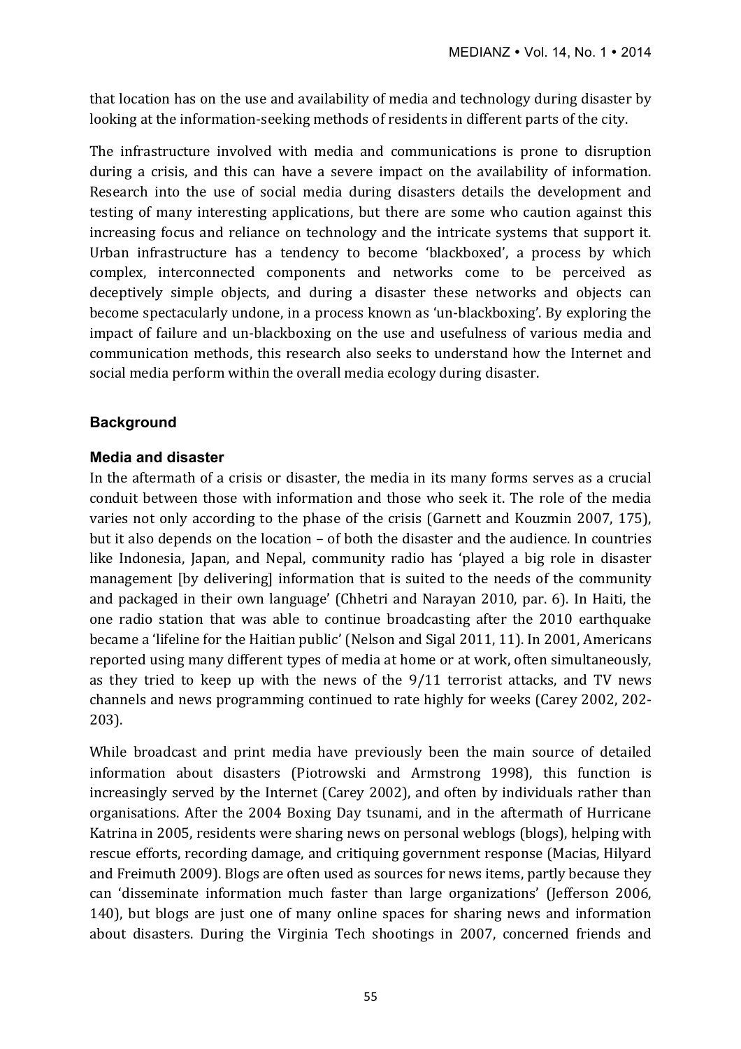that location has on the use and availability of media and technology during disaster by looking at the information-seeking methods of residents in different parts of the city.

The infrastructure involved with media and communications is prone to disruption during a crisis, and this can have a severe impact on the availability of information. Research into the use of social media during disasters details the development and testing of many interesting applications, but there are some who caution against this increasing focus and reliance on technology and the intricate systems that support it. Urban infrastructure has a tendency to become 'blackboxed', a process by which complex, interconnected components and networks come to be perceived as deceptively simple objects, and during a disaster these networks and objects can become spectacularly undone, in a process known as 'un-blackboxing'. By exploring the impact of failure and un-blackboxing on the use and usefulness of various media and communication methods, this research also seeks to understand how the Internet and social media perform within the overall media ecology during disaster.

## Background

### Media and disaster

In the aftermath of a crisis or disaster, the media in its many forms serves as a crucial conduit between those with information and those who seek it. The role of the media varies not only according to the phase of the crisis (Garnett and Kouzmin 2007, 175), but it also depends on the location – of both the disaster and the audience. In countries like Indonesia, Japan, and Nepal, community radio has 'played a big role in disaster management [by delivering] information that is suited to the needs of the community and packaged in their own language' (Chhetri and Narayan 2010, par. 6). In Haiti, the one radio station that was able to continue broadcasting after the 2010 earthquake became a 'lifeline for the Haitian public' (Nelson and Sigal 2011, 11). In 2001, Americans reported using many different types of media at home or at work, often simultaneously, as they tried to keep up with the news of the 9/11 terrorist attacks, and TV news channels and news programming continued to rate highly for weeks (Carey 2002, 202-203).

While broadcast and print media have previously been the main source of detailed information about disasters (Piotrowski and Armstrong 1998), this function is increasingly served by the Internet (Carey 2002), and often by individuals rather than organisations. After the 2004 Boxing Day tsunami, and in the aftermath of Hurricane Katrina in 2005, residents were sharing news on personal weblogs (blogs), helping with rescue efforts, recording damage, and critiquing government response (Macias, Hilyard and Freimuth 2009). Blogs are often used as sources for news items, partly because they can 'disseminate information much faster than large organizations' (Jefferson 2006, 140), but blogs are just one of many online spaces for sharing news and information about disasters. During the Virginia Tech shootings in 2007, concerned friends and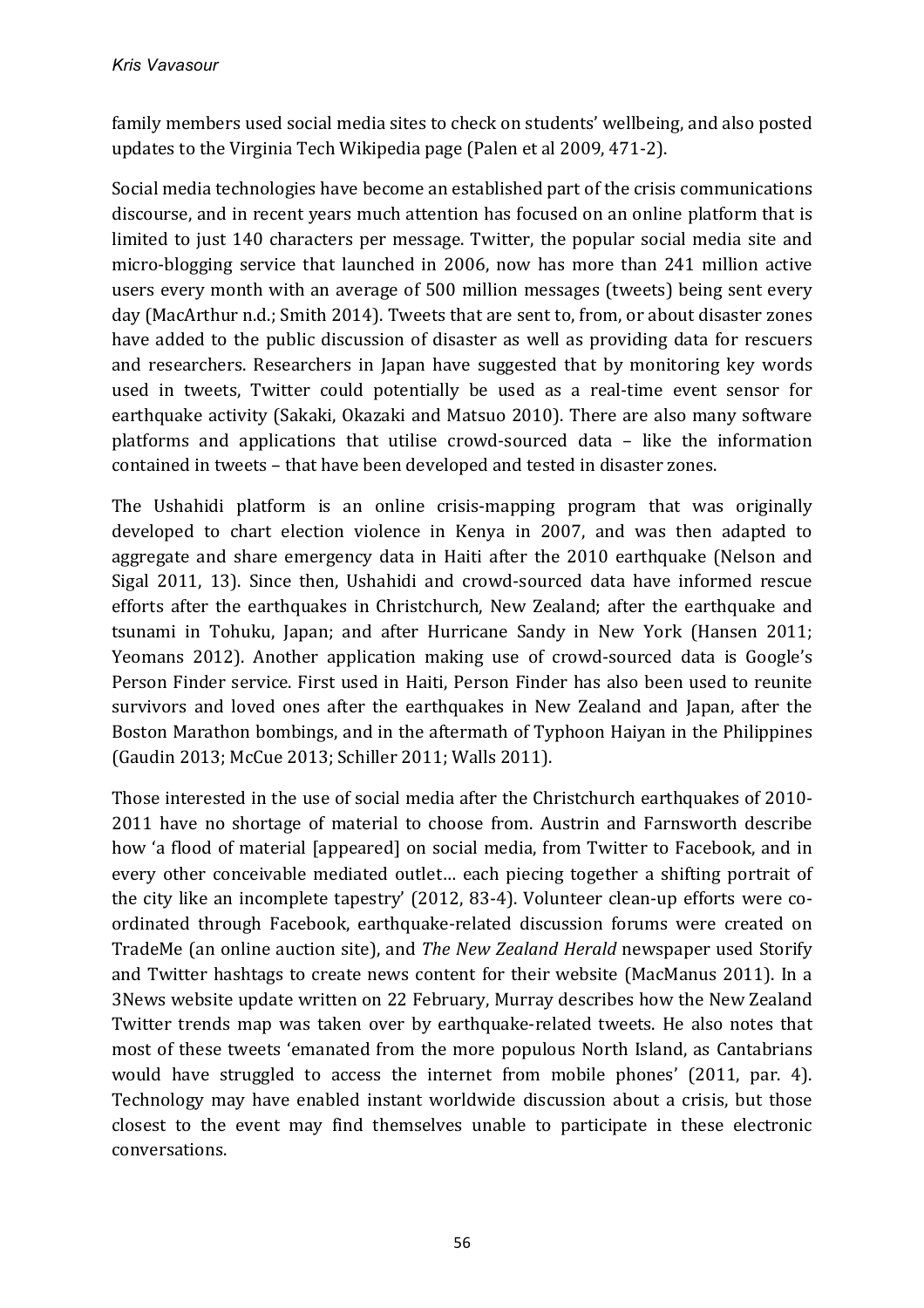family members used social media sites to check on students' wellbeing, and also posted updates to the Virginia Tech Wikipedia page (Palen et al 2009, 471-2).

Social media technologies have become an established part of the crisis communications discourse, and in recent years much attention has focused on an online platform that is limited to just 140 characters per message. Twitter, the popular social media site and micro-blogging service that launched in 2006, now has more than 241 million active users every month with an average of 500 million messages (tweets) being sent every day (MacArthur n.d.; Smith 2014). Tweets that are sent to, from, or about disaster zones have added to the public discussion of disaster as well as providing data for rescuers and researchers. Researchers in Japan have suggested that by monitoring key words used in tweets, Twitter could potentially be used as a real-time event sensor for earthquake activity (Sakaki, Okazaki and Matsuo 2010). There are also many software platforms and applications that utilise crowd-sourced data – like the information contained in tweets – that have been developed and tested in disaster zones.

The Ushahidi platform is an online crisis-mapping program that was originally developed to chart election violence in Kenya in 2007, and was then adapted to aggregate and share emergency data in Haiti after the 2010 earthquake (Nelson and Sigal 2011, 13). Since then, Ushahidi and crowd-sourced data have informed rescue efforts after the earthquakes in Christchurch, New Zealand; after the earthquake and tsunami in Tohuku, Japan; and after Hurricane Sandy in New York (Hansen 2011; Yeomans 2012). Another application making use of crowd-sourced data is Google's Person Finder service. First used in Haiti, Person Finder has also been used to reunite survivors and loved ones after the earthquakes in New Zealand and Japan, after the Boston Marathon bombings, and in the aftermath of Typhoon Haiyan in the Philippines (Gaudin 2013; McCue 2013; Schiller 2011; Walls 2011).

Those interested in the use of social media after the Christchurch earthquakes of 2010-2011 have no shortage of material to choose from. Austrin and Farnsworth describe how 'a flood of material [appeared] on social media, from Twitter to Facebook, and in every other conceivable mediated outlet… each piecing together a shifting portrait of the city like an incomplete tapestry' (2012, 83-4). Volunteer clean-up efforts were co-ordinated through Facebook, earthquake-related discussion forums were created on TradeMe (an online auction site), and *The New Zealand Herald* newspaper used Storify and Twitter hashtags to create news content for their website (MacManus 2011). In a 3News website update written on 22 February, Murray describes how the New Zealand Twitter trends map was taken over by earthquake-related tweets. He also notes that most of these tweets 'emanated from the more populous North Island, as Cantabrians would have struggled to access the internet from mobile phones' (2011, par. 4). Technology may have enabled instant worldwide discussion about a crisis, but those closest to the event may find themselves unable to participate in these electronic conversations.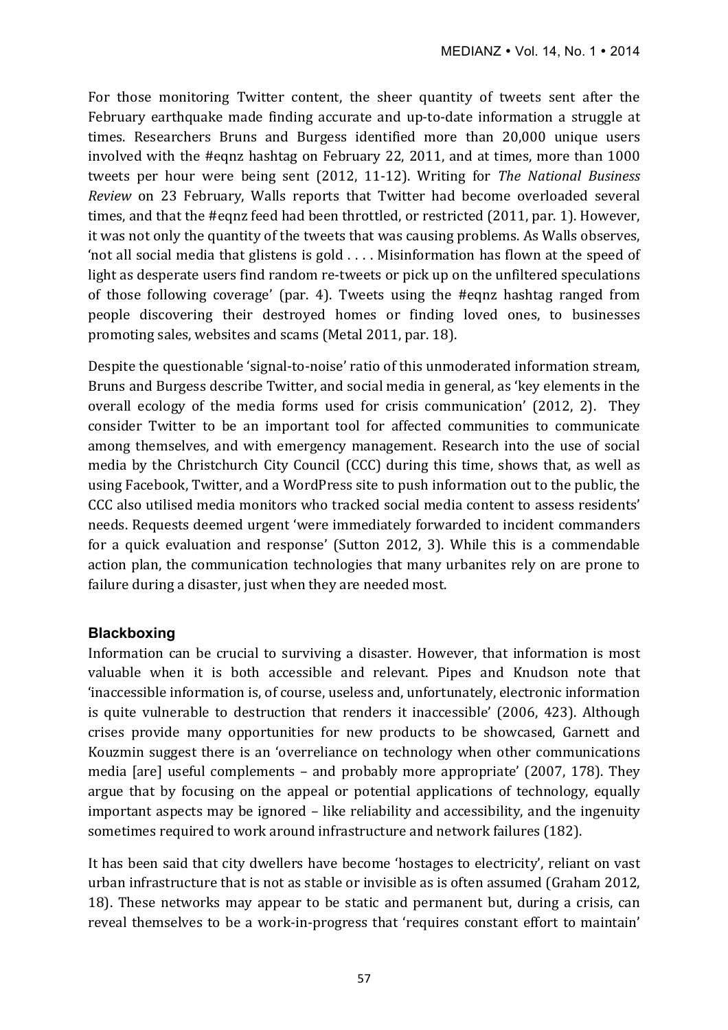For those monitoring Twitter content, the sheer quantity of tweets sent after the February earthquake made finding accurate and up-to-date information a struggle at times. Researchers Bruns and Burgess identified more than 20,000 unique users involved with the #eqnz hashtag on February 22, 2011, and at times, more than 1000 tweets per hour were being sent (2012, 11-12). Writing for *The National Business Review* on 23 February, Walls reports that Twitter had become overloaded several times, and that the #eqnz feed had been throttled, or restricted (2011, par. 1). However, it was not only the quantity of the tweets that was causing problems. As Walls observes, 'not all social media that glistens is gold . . . . Misinformation has flown at the speed of light as desperate users find random re-tweets or pick up on the unfiltered speculations of those following coverage' (par. 4). Tweets using the #eqnz hashtag ranged from people discovering their destroyed homes or finding loved ones, to businesses promoting sales, websites and scams (Metal 2011, par. 18).

Despite the questionable 'signal-to-noise' ratio of this unmoderated information stream, Bruns and Burgess describe Twitter, and social media in general, as 'key elements in the overall ecology of the media forms used for crisis communication' (2012, 2). They consider Twitter to be an important tool for affected communities to communicate among themselves, and with emergency management. Research into the use of social media by the Christchurch City Council (CCC) during this time, shows that, as well as using Facebook, Twitter, and a WordPress site to push information out to the public, the CCC also utilised media monitors who tracked social media content to assess residents' needs. Requests deemed urgent 'were immediately forwarded to incident commanders for a quick evaluation and response' (Sutton 2012, 3). While this is a commendable action plan, the communication technologies that many urbanites rely on are prone to failure during a disaster, just when they are needed most.

### Blackboxing

Information can be crucial to surviving a disaster. However, that information is most valuable when it is both accessible and relevant. Pipes and Knudson note that 'inaccessible information is, of course, useless and, unfortunately, electronic information is quite vulnerable to destruction that renders it inaccessible' (2006, 423). Although crises provide many opportunities for new products to be showcased, Garnett and Kouzmin suggest there is an 'overreliance on technology when other communications media [are] useful complements – and probably more appropriate' (2007, 178). They argue that by focusing on the appeal or potential applications of technology, equally important aspects may be ignored – like reliability and accessibility, and the ingenuity sometimes required to work around infrastructure and network failures (182).

It has been said that city dwellers have become 'hostages to electricity', reliant on vast urban infrastructure that is not as stable or invisible as is often assumed (Graham 2012, 18). These networks may appear to be static and permanent but, during a crisis, can reveal themselves to be a work-in-progress that 'requires constant effort to maintain'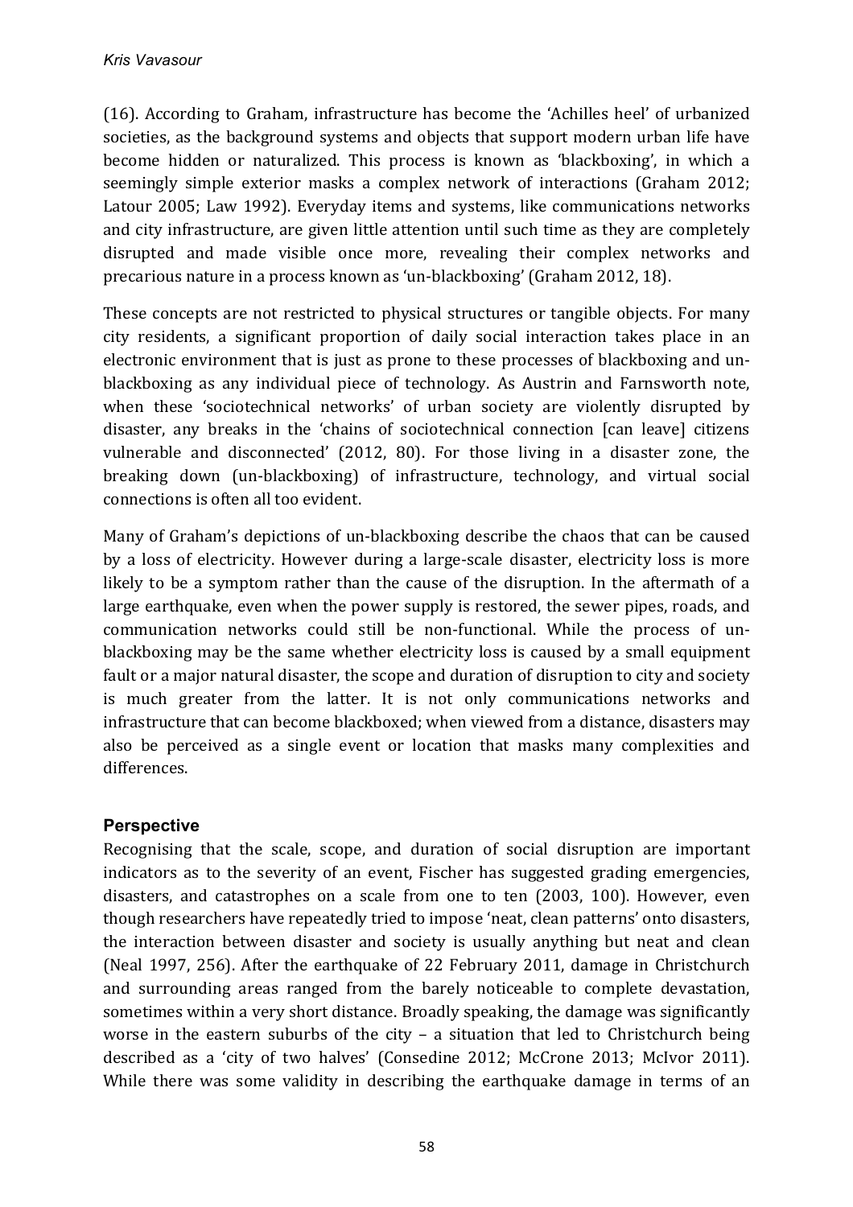(16). According to Graham, infrastructure has become the 'Achilles heel' of urbanized societies, as the background systems and objects that support modern urban life have become hidden or naturalized. This process is known as 'blackboxing', in which a seemingly simple exterior masks a complex network of interactions (Graham 2012; Latour 2005; Law 1992). Everyday items and systems, like communications networks and city infrastructure, are given little attention until such time as they are completely disrupted and made visible once more, revealing their complex networks and precarious nature in a process known as 'un-blackboxing' (Graham 2012, 18).

These concepts are not restricted to physical structures or tangible objects. For many city residents, a significant proportion of daily social interaction takes place in an electronic environment that is just as prone to these processes of blackboxing and un-blackboxing as any individual piece of technology. As Austrin and Farnsworth note, when these 'sociotechnical networks' of urban society are violently disrupted by disaster, any breaks in the 'chains of sociotechnical connection [can leave] citizens vulnerable and disconnected' (2012, 80). For those living in a disaster zone, the breaking down (un-blackboxing) of infrastructure, technology, and virtual social connections is often all too evident.

Many of Graham's depictions of un-blackboxing describe the chaos that can be caused by a loss of electricity. However during a large-scale disaster, electricity loss is more likely to be a symptom rather than the cause of the disruption. In the aftermath of a large earthquake, even when the power supply is restored, the sewer pipes, roads, and communication networks could still be non-functional. While the process of un-blackboxing may be the same whether electricity loss is caused by a small equipment fault or a major natural disaster, the scope and duration of disruption to city and society is much greater from the latter. It is not only communications networks and infrastructure that can become blackboxed; when viewed from a distance, disasters may also be perceived as a single event or location that masks many complexities and differences.

## Perspective

Recognising that the scale, scope, and duration of social disruption are important indicators as to the severity of an event, Fischer has suggested grading emergencies, disasters, and catastrophes on a scale from one to ten (2003, 100). However, even though researchers have repeatedly tried to impose 'neat, clean patterns' onto disasters, the interaction between disaster and society is usually anything but neat and clean (Neal 1997, 256). After the earthquake of 22 February 2011, damage in Christchurch and surrounding areas ranged from the barely noticeable to complete devastation, sometimes within a very short distance. Broadly speaking, the damage was significantly worse in the eastern suburbs of the city – a situation that led to Christchurch being described as a 'city of two halves' (Consedine 2012; McCrone 2013; McIvor 2011). While there was some validity in describing the earthquake damage in terms of an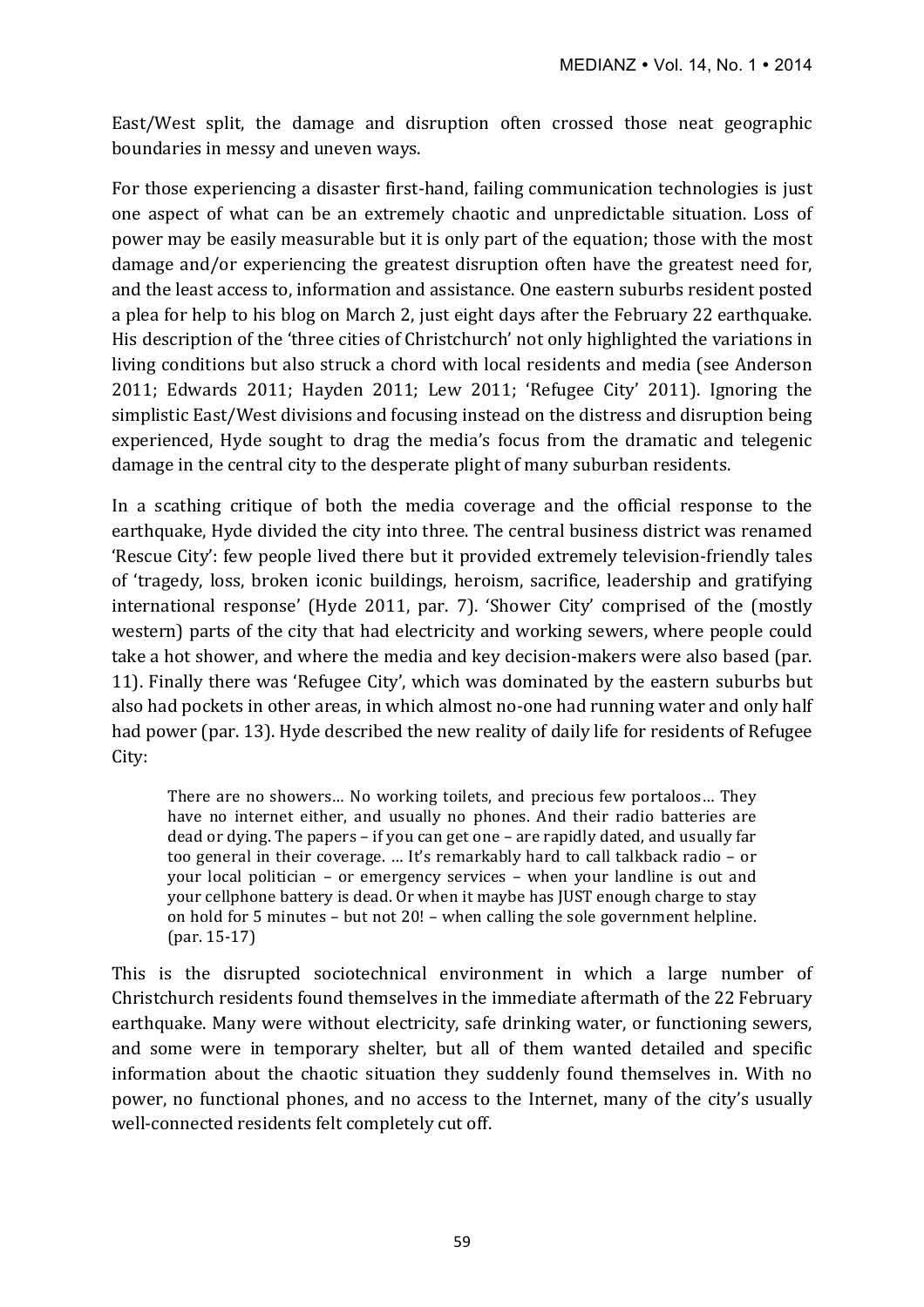East/West split, the damage and disruption often crossed those neat geographic boundaries in messy and uneven ways.

For those experiencing a disaster first-hand, failing communication technologies is just one aspect of what can be an extremely chaotic and unpredictable situation. Loss of power may be easily measurable but it is only part of the equation; those with the most damage and/or experiencing the greatest disruption often have the greatest need for, and the least access to, information and assistance. One eastern suburbs resident posted a plea for help to his blog on March 2, just eight days after the February 22 earthquake. His description of the 'three cities of Christchurch' not only highlighted the variations in living conditions but also struck a chord with local residents and media (see Anderson 2011; Edwards 2011; Hayden 2011; Lew 2011; 'Refugee City' 2011). Ignoring the simplistic East/West divisions and focusing instead on the distress and disruption being experienced, Hyde sought to drag the media's focus from the dramatic and telegenic damage in the central city to the desperate plight of many suburban residents.

In a scathing critique of both the media coverage and the official response to the earthquake, Hyde divided the city into three. The central business district was renamed 'Rescue City': few people lived there but it provided extremely television-friendly tales of 'tragedy, loss, broken iconic buildings, heroism, sacrifice, leadership and gratifying international response' (Hyde 2011, par. 7). 'Shower City' comprised of the (mostly western) parts of the city that had electricity and working sewers, where people could take a hot shower, and where the media and key decision-makers were also based (par. 11). Finally there was 'Refugee City', which was dominated by the eastern suburbs but also had pockets in other areas, in which almost no-one had running water and only half had power (par. 13). Hyde described the new reality of daily life for residents of Refugee City:

> There are no showers… No working toilets, and precious few portaloos… They have no internet either, and usually no phones. And their radio batteries are dead or dying. The papers – if you can get one – are rapidly dated, and usually far too general in their coverage. … It's remarkably hard to call talkback radio – or your local politician – or emergency services – when your landline is out and your cellphone battery is dead. Or when it maybe has JUST enough charge to stay on hold for 5 minutes – but not 20! – when calling the sole government helpline. (par. 15-17)

This is the disrupted sociotechnical environment in which a large number of Christchurch residents found themselves in the immediate aftermath of the 22 February earthquake. Many were without electricity, safe drinking water, or functioning sewers, and some were in temporary shelter, but all of them wanted detailed and specific information about the chaotic situation they suddenly found themselves in. With no power, no functional phones, and no access to the Internet, many of the city's usually well-connected residents felt completely cut off.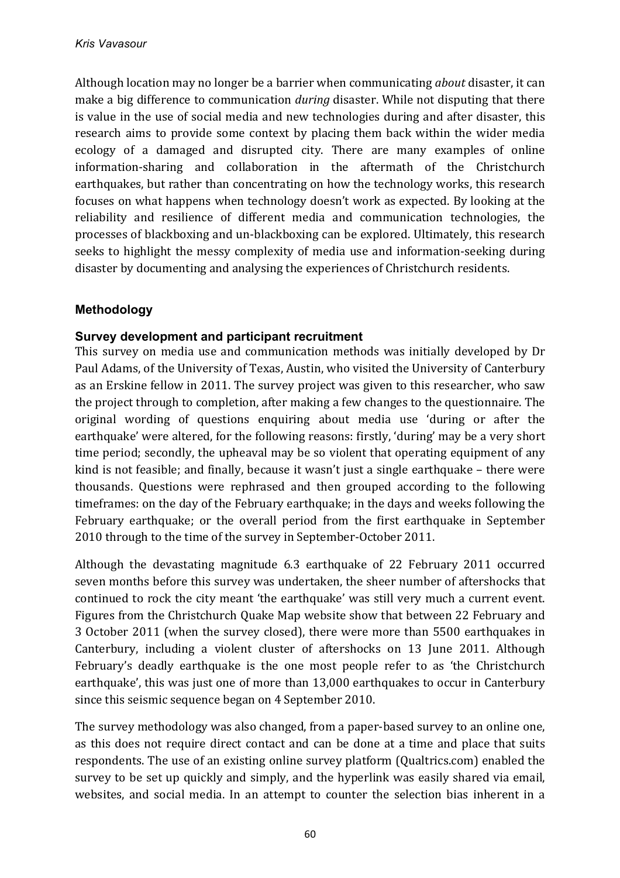Although location may no longer be a barrier when communicating *about* disaster, it can make a big difference to communication *during* disaster. While not disputing that there is value in the use of social media and new technologies during and after disaster, this research aims to provide some context by placing them back within the wider media ecology of a damaged and disrupted city. There are many examples of online information-sharing and collaboration in the aftermath of the Christchurch earthquakes, but rather than concentrating on how the technology works, this research focuses on what happens when technology doesn't work as expected. By looking at the reliability and resilience of different media and communication technologies, the processes of blackboxing and un-blackboxing can be explored. Ultimately, this research seeks to highlight the messy complexity of media use and information-seeking during disaster by documenting and analysing the experiences of Christchurch residents.

## Methodology

### Survey development and participant recruitment

This survey on media use and communication methods was initially developed by Dr Paul Adams, of the University of Texas, Austin, who visited the University of Canterbury as an Erskine fellow in 2011. The survey project was given to this researcher, who saw the project through to completion, after making a few changes to the questionnaire. The original wording of questions enquiring about media use 'during or after the earthquake' were altered, for the following reasons: firstly, 'during' may be a very short time period; secondly, the upheaval may be so violent that operating equipment of any kind is not feasible; and finally, because it wasn't just a single earthquake – there were thousands. Questions were rephrased and then grouped according to the following timeframes: on the day of the February earthquake; in the days and weeks following the February earthquake; or the overall period from the first earthquake in September 2010 through to the time of the survey in September-October 2011.

Although the devastating magnitude 6.3 earthquake of 22 February 2011 occurred seven months before this survey was undertaken, the sheer number of aftershocks that continued to rock the city meant 'the earthquake' was still very much a current event. Figures from the Christchurch Quake Map website show that between 22 February and 3 October 2011 (when the survey closed), there were more than 5500 earthquakes in Canterbury, including a violent cluster of aftershocks on 13 June 2011. Although February's deadly earthquake is the one most people refer to as 'the Christchurch earthquake', this was just one of more than 13,000 earthquakes to occur in Canterbury since this seismic sequence began on 4 September 2010.

The survey methodology was also changed, from a paper-based survey to an online one, as this does not require direct contact and can be done at a time and place that suits respondents. The use of an existing online survey platform (Qualtrics.com) enabled the survey to be set up quickly and simply, and the hyperlink was easily shared via email, websites, and social media. In an attempt to counter the selection bias inherent in a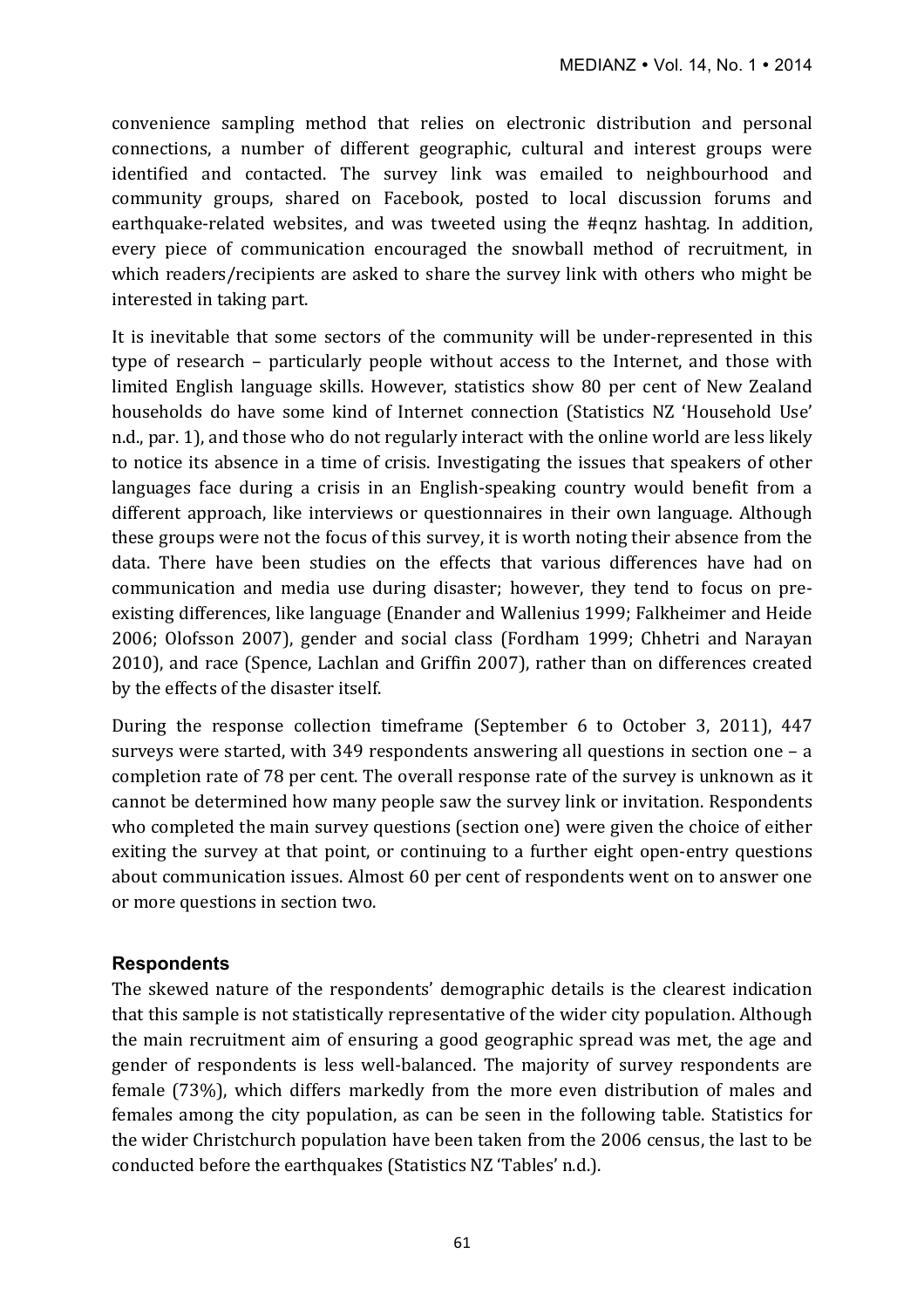convenience sampling method that relies on electronic distribution and personal connections, a number of different geographic, cultural and interest groups were identified and contacted. The survey link was emailed to neighbourhood and community groups, shared on Facebook, posted to local discussion forums and earthquake-related websites, and was tweeted using the #eqnz hashtag. In addition, every piece of communication encouraged the snowball method of recruitment, in which readers/recipients are asked to share the survey link with others who might be interested in taking part.

It is inevitable that some sectors of the community will be under-represented in this type of research – particularly people without access to the Internet, and those with limited English language skills. However, statistics show 80 per cent of New Zealand households do have some kind of Internet connection (Statistics NZ 'Household Use' n.d., par. 1), and those who do not regularly interact with the online world are less likely to notice its absence in a time of crisis. Investigating the issues that speakers of other languages face during a crisis in an English-speaking country would benefit from a different approach, like interviews or questionnaires in their own language. Although these groups were not the focus of this survey, it is worth noting their absence from the data. There have been studies on the effects that various differences have had on communication and media use during disaster; however, they tend to focus on pre-existing differences, like language (Enander and Wallenius 1999; Falkheimer and Heide 2006; Olofsson 2007), gender and social class (Fordham 1999; Chhetri and Narayan 2010), and race (Spence, Lachlan and Griffin 2007), rather than on differences created by the effects of the disaster itself.

During the response collection timeframe (September 6 to October 3, 2011), 447 surveys were started, with 349 respondents answering all questions in section one – a completion rate of 78 per cent. The overall response rate of the survey is unknown as it cannot be determined how many people saw the survey link or invitation. Respondents who completed the main survey questions (section one) were given the choice of either exiting the survey at that point, or continuing to a further eight open-entry questions about communication issues. Almost 60 per cent of respondents went on to answer one or more questions in section two.

## Respondents

The skewed nature of the respondents' demographic details is the clearest indication that this sample is not statistically representative of the wider city population. Although the main recruitment aim of ensuring a good geographic spread was met, the age and gender of respondents is less well-balanced. The majority of survey respondents are female (73%), which differs markedly from the more even distribution of males and females among the city population, as can be seen in the following table. Statistics for the wider Christchurch population have been taken from the 2006 census, the last to be conducted before the earthquakes (Statistics NZ 'Tables' n.d.).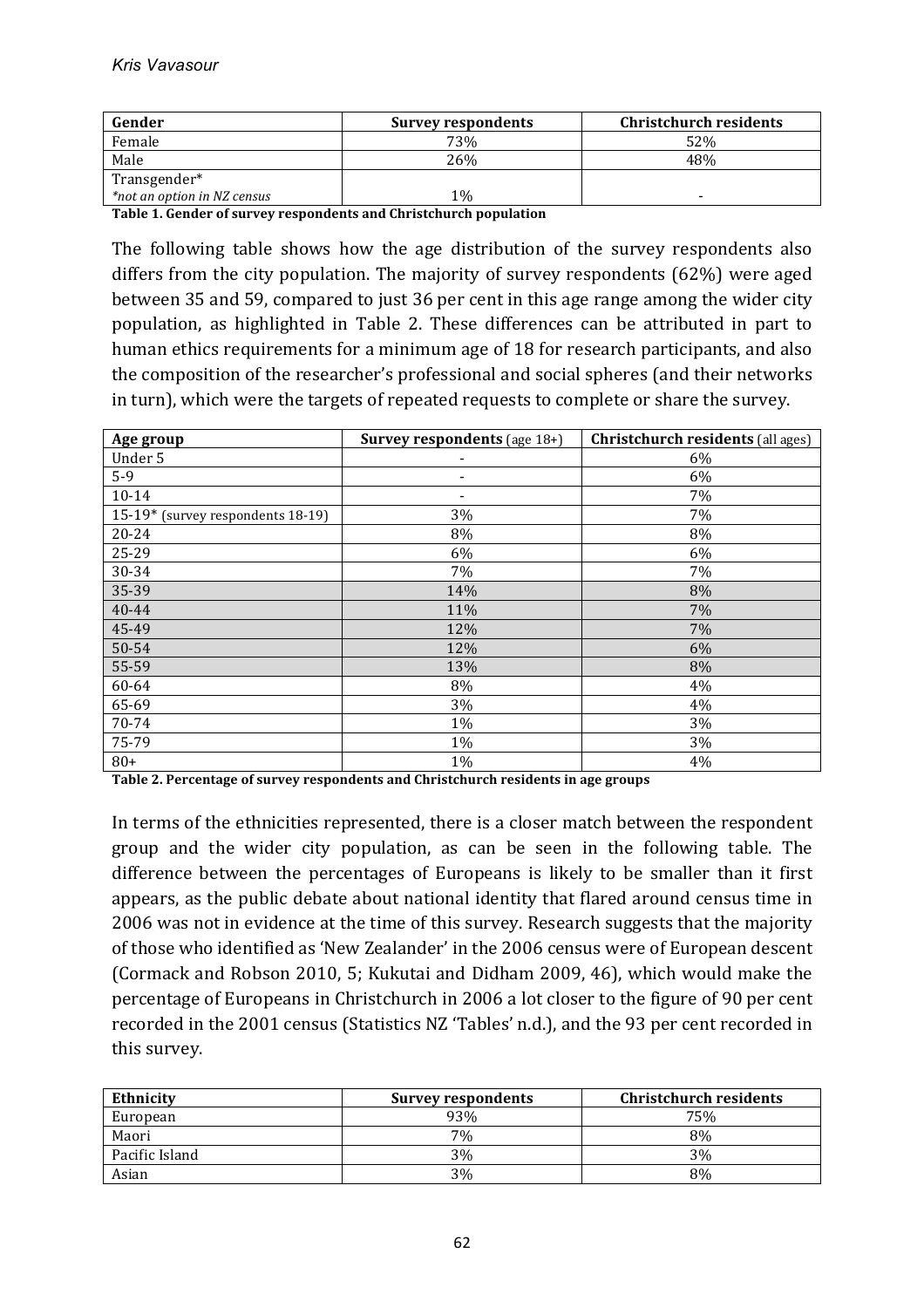| Gender | Survey respondents | Christchurch residents |
|---|---|---|
| Female | 73% | 52% |
| Male | 26% | 48% |
| Transgender*<br>*not an option in NZ census* | 1% | - |

**Table 1. Gender of survey respondents and Christchurch population**

The following table shows how the age distribution of the survey respondents also differs from the city population. The majority of survey respondents (62%) were aged between 35 and 59, compared to just 36 per cent in this age range among the wider city population, as highlighted in Table 2. These differences can be attributed in part to human ethics requirements for a minimum age of 18 for research participants, and also the composition of the researcher's professional and social spheres (and their networks in turn), which were the targets of repeated requests to complete or share the survey.

| Age group | **Survey respondents** (age 18+) | **Christchurch residents** (all ages) |
|---|---|---|
| Under 5 | - | 6% |
| 5-9 | - | 6% |
| 10-14 | - | 7% |
| 15-19* (survey respondents 18-19) | 3% | 7% |
| 20-24 | 8% | 8% |
| 25-29 | 6% | 6% |
| 30-34 | 7% | 7% |
| 35-39 | 14% | 8% |
| 40-44 | 11% | 7% |
| 45-49 | 12% | 7% |
| 50-54 | 12% | 6% |
| 55-59 | 13% | 8% |
| 60-64 | 8% | 4% |
| 65-69 | 3% | 4% |
| 70-74 | 1% | 3% |
| 75-79 | 1% | 3% |
| 80+ | 1% | 4% |

**Table 2. Percentage of survey respondents and Christchurch residents in age groups**

In terms of the ethnicities represented, there is a closer match between the respondent group and the wider city population, as can be seen in the following table. The difference between the percentages of Europeans is likely to be smaller than it first appears, as the public debate about national identity that flared around census time in 2006 was not in evidence at the time of this survey. Research suggests that the majority of those who identified as 'New Zealander' in the 2006 census were of European descent (Cormack and Robson 2010, 5; Kukutai and Didham 2009, 46), which would make the percentage of Europeans in Christchurch in 2006 a lot closer to the figure of 90 per cent recorded in the 2001 census (Statistics NZ 'Tables' n.d.), and the 93 per cent recorded in this survey.

| Ethnicity | Survey respondents | Christchurch residents |
|---|---|---|
| European | 93% | 75% |
| Maori | 7% | 8% |
| Pacific Island | 3% | 3% |
| Asian | 3% | 8% |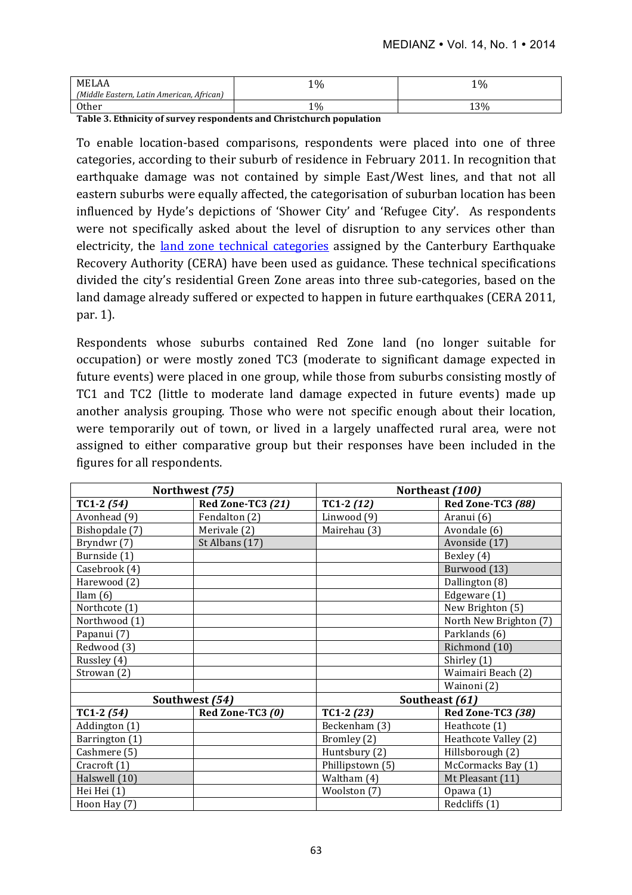| MELAA *(Middle Eastern, Latin American, African)* | 1% | 1% |
|---|---|---|
| Other | 1% | 13% |

**Table 3. Ethnicity of survey respondents and Christchurch population**

To enable location-based comparisons, respondents were placed into one of three categories, according to their suburb of residence in February 2011. In recognition that earthquake damage was not contained by simple East/West lines, and that not all eastern suburbs were equally affected, the categorisation of suburban location has been influenced by Hyde's depictions of 'Shower City' and 'Refugee City'. As respondents were not specifically asked about the level of disruption to any services other than electricity, the land zone technical categories assigned by the Canterbury Earthquake Recovery Authority (CERA) have been used as guidance. These technical specifications divided the city's residential Green Zone areas into three sub-categories, based on the land damage already suffered or expected to happen in future earthquakes (CERA 2011, par. 1).

Respondents whose suburbs contained Red Zone land (no longer suitable for occupation) or were mostly zoned TC3 (moderate to significant damage expected in future events) were placed in one group, while those from suburbs consisting mostly of TC1 and TC2 (little to moderate land damage expected in future events) made up another analysis grouping. Those who were not specific enough about their location, were temporarily out of town, or lived in a largely unaffected rural area, were not assigned to either comparative group but their responses have been included in the figures for all respondents.

| **Northwest *(75)*** | | **Northeast *(100)*** | |
|---|---|---|---|
| **TC1-2 *(54)*** | **Red Zone-TC3 *(21)*** | **TC1-2 *(12)*** | **Red Zone-TC3 *(88)*** |
| Avonhead (9) | Fendalton (2) | Linwood (9) | Aranui (6) |
| Bishopdale (7) | Merivale (2) | Mairehau (3) | Avondale (6) |
| Bryndwr (7) | St Albans (17) | | Avonside (17) |
| Burnside (1) | | | Bexley (4) |
| Casebrook (4) | | | Burwood (13) |
| Harewood (2) | | | Dallington (8) |
| Ilam (6) | | | Edgeware (1) |
| Northcote (1) | | | New Brighton (5) |
| Northwood (1) | | | North New Brighton (7) |
| Papanui (7) | | | Parklands (6) |
| Redwood (3) | | | Richmond (10) |
| Russley (4) | | | Shirley (1) |
| Strowan (2) | | | Waimairi Beach (2) |
| | | | Wainoni (2) |
| **Southwest *(54)*** | | **Southeast *(61)*** | |
| **TC1-2 *(54)*** | **Red Zone-TC3 *(0)*** | **TC1-2 *(23)*** | **Red Zone-TC3 *(38)*** |
| Addington (1) | | Beckenham (3) | Heathcote (1) |
| Barrington (1) | | Bromley (2) | Heathcote Valley (2) |
| Cashmere (5) | | Huntsbury (2) | Hillsborough (2) |
| Cracroft (1) | | Phillipstown (5) | McCormacks Bay (1) |
| Halswell (10) | | Waltham (4) | Mt Pleasant (11) |
| Hei Hei (1) | | Woolston (7) | Opawa (1) |
| Hoon Hay (7) | | | Redcliffs (1) |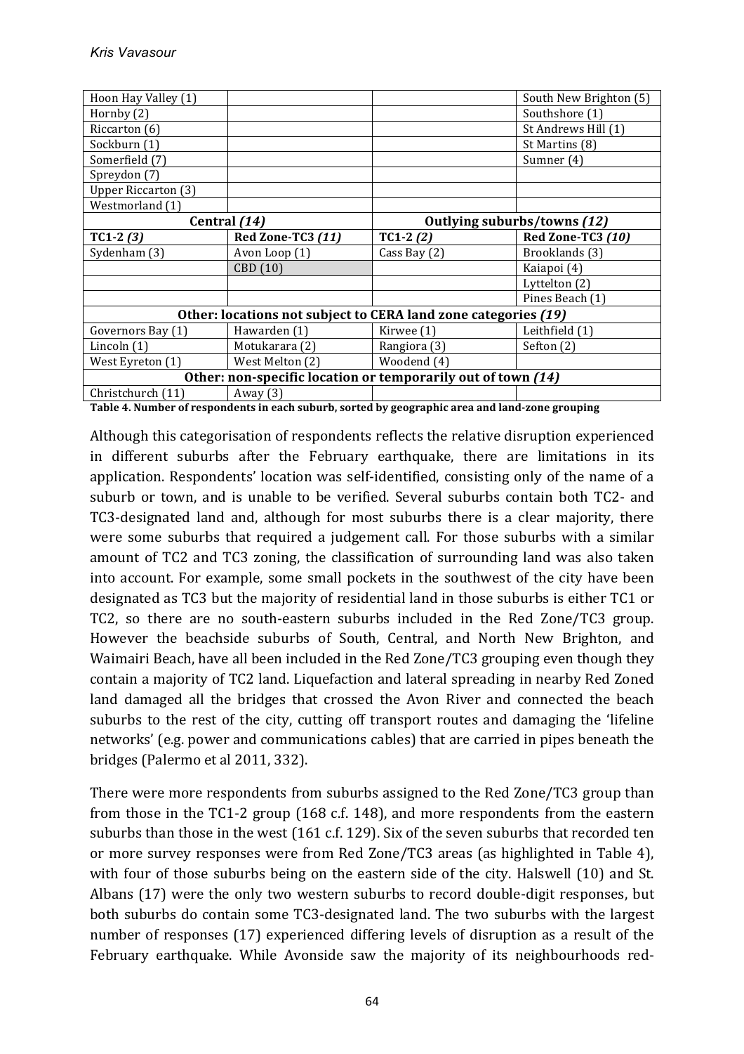| Hoon Hay Valley (1) | | | South New Brighton (5) |
|---|---|---|---|
| Hornby (2) | | | Southshore (1) |
| Riccarton (6) | | | St Andrews Hill (1) |
| Sockburn (1) | | | St Martins (8) |
| Somerfield (7) | | | Sumner (4) |
| Spreydon (7) | | | |
| Upper Riccarton (3) | | | |
| Westmorland (1) | | | |
| **Central *(14)*** | | **Outlying suburbs/towns *(12)*** | |
| **TC1-2 *(3)*** | **Red Zone-TC3 *(11)*** | **TC1-2 *(2)*** | **Red Zone-TC3 *(10)*** |
| Sydenham (3) | Avon Loop (1) | Cass Bay (2) | Brooklands (3) |
| | CBD (10) | | Kaiapoi (4) |
| | | | Lyttelton (2) |
| | | | Pines Beach (1) |
| **Other: locations not subject to CERA land zone categories *(19)*** | | | |
| Governors Bay (1) | Hawarden (1) | Kirwee (1) | Leithfield (1) |
| Lincoln (1) | Motukarara (2) | Rangiora (3) | Sefton (2) |
| West Eyreton (1) | West Melton (2) | Woodend (4) | |
| **Other: non-specific location or temporarily out of town *(14)*** | | | |
| Christchurch (11) | Away (3) | | |

**Table 4. Number of respondents in each suburb, sorted by geographic area and land-zone grouping**

Although this categorisation of respondents reflects the relative disruption experienced in different suburbs after the February earthquake, there are limitations in its application. Respondents' location was self-identified, consisting only of the name of a suburb or town, and is unable to be verified. Several suburbs contain both TC2- and TC3-designated land and, although for most suburbs there is a clear majority, there were some suburbs that required a judgement call. For those suburbs with a similar amount of TC2 and TC3 zoning, the classification of surrounding land was also taken into account. For example, some small pockets in the southwest of the city have been designated as TC3 but the majority of residential land in those suburbs is either TC1 or TC2, so there are no south-eastern suburbs included in the Red Zone/TC3 group. However the beachside suburbs of South, Central, and North New Brighton, and Waimairi Beach, have all been included in the Red Zone/TC3 grouping even though they contain a majority of TC2 land. Liquefaction and lateral spreading in nearby Red Zoned land damaged all the bridges that crossed the Avon River and connected the beach suburbs to the rest of the city, cutting off transport routes and damaging the 'lifeline networks' (e.g. power and communications cables) that are carried in pipes beneath the bridges (Palermo et al 2011, 332).

There were more respondents from suburbs assigned to the Red Zone/TC3 group than from those in the TC1-2 group (168 c.f. 148), and more respondents from the eastern suburbs than those in the west (161 c.f. 129). Six of the seven suburbs that recorded ten or more survey responses were from Red Zone/TC3 areas (as highlighted in Table 4), with four of those suburbs being on the eastern side of the city. Halswell (10) and St. Albans (17) were the only two western suburbs to record double-digit responses, but both suburbs do contain some TC3-designated land. The two suburbs with the largest number of responses (17) experienced differing levels of disruption as a result of the February earthquake. While Avonside saw the majority of its neighbourhoods red-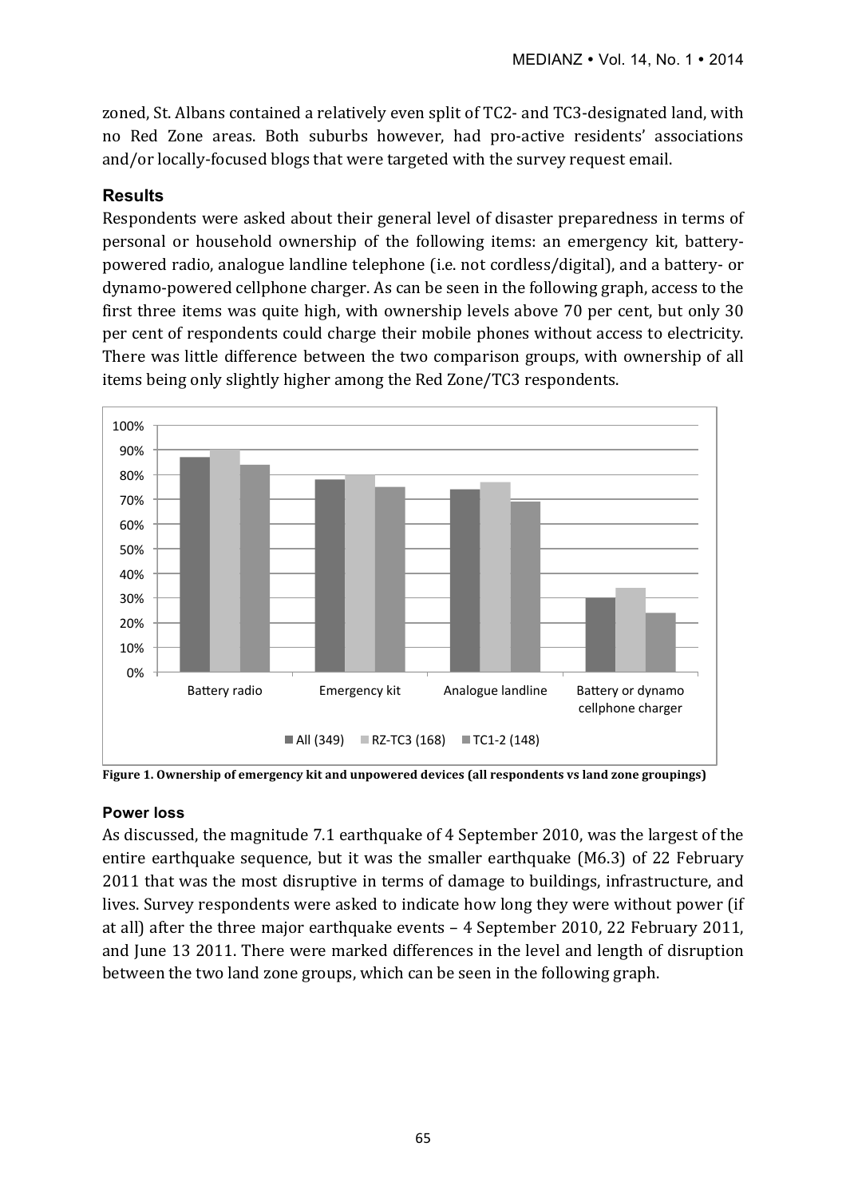zoned, St. Albans contained a relatively even split of TC2- and TC3-designated land, with no Red Zone areas. Both suburbs however, had pro-active residents' associations and/or locally-focused blogs that were targeted with the survey request email.

## Results

Respondents were asked about their general level of disaster preparedness in terms of personal or household ownership of the following items: an emergency kit, battery-powered radio, analogue landline telephone (i.e. not cordless/digital), and a battery- or dynamo-powered cellphone charger. As can be seen in the following graph, access to the first three items was quite high, with ownership levels above 70 per cent, but only 30 per cent of respondents could charge their mobile phones without access to electricity. There was little difference between the two comparison groups, with ownership of all items being only slightly higher among the Red Zone/TC3 respondents.

**Figure 1. Ownership of emergency kit and unpowered devices (all respondents vs land zone groupings)**

### Power loss

As discussed, the magnitude 7.1 earthquake of 4 September 2010, was the largest of the entire earthquake sequence, but it was the smaller earthquake (M6.3) of 22 February 2011 that was the most disruptive in terms of damage to buildings, infrastructure, and lives. Survey respondents were asked to indicate how long they were without power (if at all) after the three major earthquake events – 4 September 2010, 22 February 2011, and June 13 2011. There were marked differences in the level and length of disruption between the two land zone groups, which can be seen in the following graph.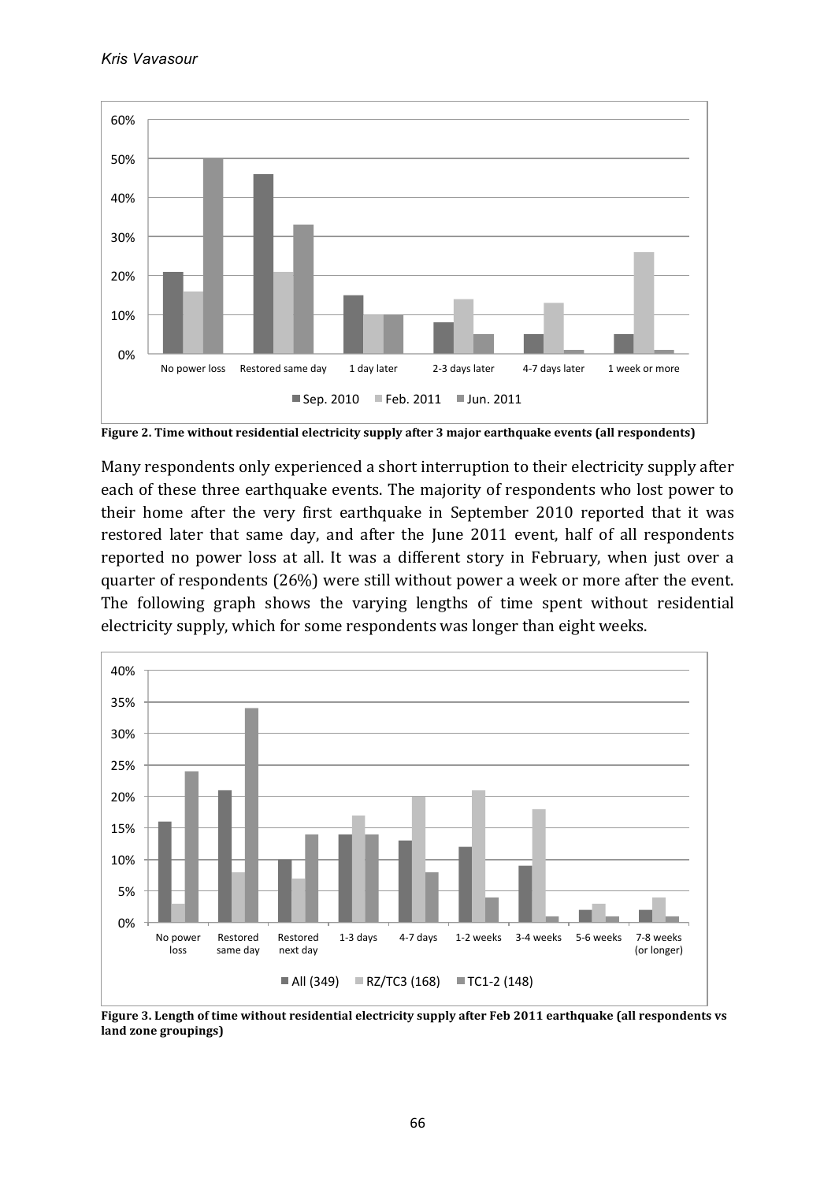**Figure 2. Time without residential electricity supply after 3 major earthquake events (all respondents)**

Many respondents only experienced a short interruption to their electricity supply after each of these three earthquake events. The majority of respondents who lost power to their home after the very first earthquake in September 2010 reported that it was restored later that same day, and after the June 2011 event, half of all respondents reported no power loss at all. It was a different story in February, when just over a quarter of respondents (26%) were still without power a week or more after the event. The following graph shows the varying lengths of time spent without residential electricity supply, which for some respondents was longer than eight weeks.

**Figure 3. Length of time without residential electricity supply after Feb 2011 earthquake (all respondents vs land zone groupings)**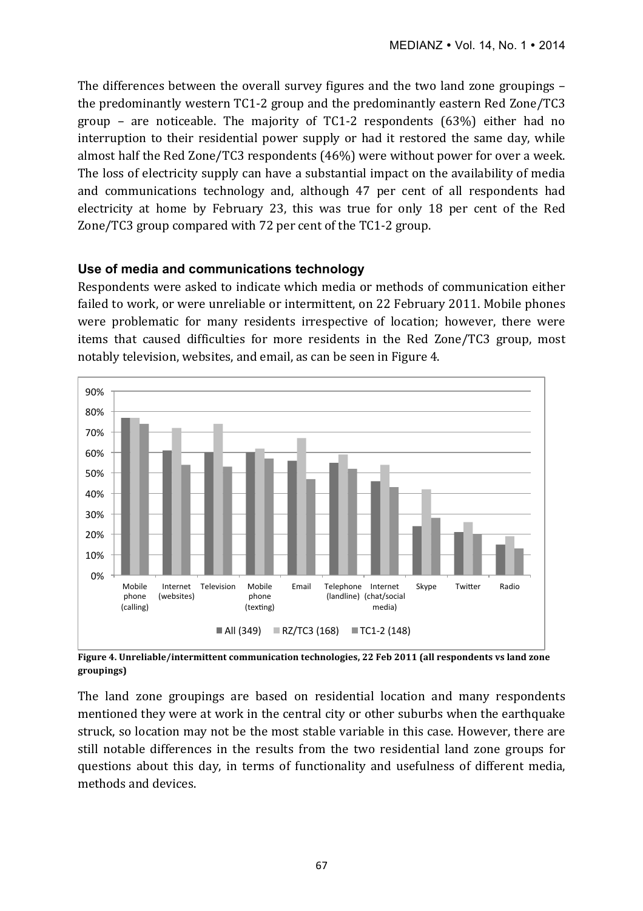The differences between the overall survey figures and the two land zone groupings – the predominantly western TC1-2 group and the predominantly eastern Red Zone/TC3 group – are noticeable. The majority of TC1-2 respondents (63%) either had no interruption to their residential power supply or had it restored the same day, while almost half the Red Zone/TC3 respondents (46%) were without power for over a week. The loss of electricity supply can have a substantial impact on the availability of media and communications technology and, although 47 per cent of all respondents had electricity at home by February 23, this was true for only 18 per cent of the Red Zone/TC3 group compared with 72 per cent of the TC1-2 group.

### Use of media and communications technology

Respondents were asked to indicate which media or methods of communication either failed to work, or were unreliable or intermittent, on 22 February 2011. Mobile phones were problematic for many residents irrespective of location; however, there were items that caused difficulties for more residents in the Red Zone/TC3 group, most notably television, websites, and email, as can be seen in Figure 4.

**Figure 4. Unreliable/intermittent communication technologies, 22 Feb 2011 (all respondents vs land zone groupings)**

The land zone groupings are based on residential location and many respondents mentioned they were at work in the central city or other suburbs when the earthquake struck, so location may not be the most stable variable in this case. However, there are still notable differences in the results from the two residential land zone groups for questions about this day, in terms of functionality and usefulness of different media, methods and devices.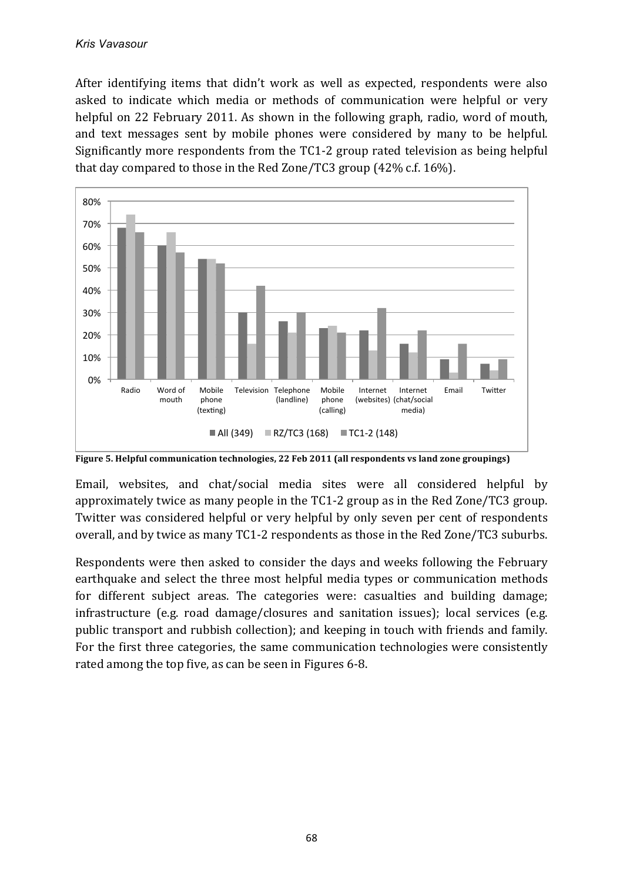After identifying items that didn't work as well as expected, respondents were also asked to indicate which media or methods of communication were helpful or very helpful on 22 February 2011. As shown in the following graph, radio, word of mouth, and text messages sent by mobile phones were considered by many to be helpful. Significantly more respondents from the TC1-2 group rated television as being helpful that day compared to those in the Red Zone/TC3 group (42% c.f. 16%).

**Figure 5. Helpful communication technologies, 22 Feb 2011 (all respondents vs land zone groupings)**

Email, websites, and chat/social media sites were all considered helpful by approximately twice as many people in the TC1-2 group as in the Red Zone/TC3 group. Twitter was considered helpful or very helpful by only seven per cent of respondents overall, and by twice as many TC1-2 respondents as those in the Red Zone/TC3 suburbs.

Respondents were then asked to consider the days and weeks following the February earthquake and select the three most helpful media types or communication methods for different subject areas. The categories were: casualties and building damage; infrastructure (e.g. road damage/closures and sanitation issues); local services (e.g. public transport and rubbish collection); and keeping in touch with friends and family. For the first three categories, the same communication technologies were consistently rated among the top five, as can be seen in Figures 6-8.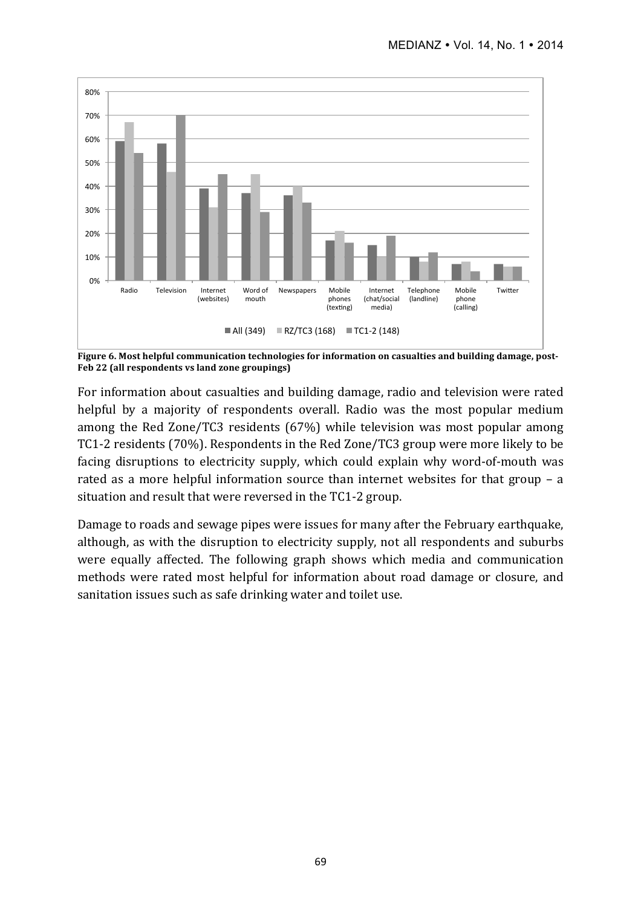**Figure 6. Most helpful communication technologies for information on casualties and building damage, post-Feb 22 (all respondents vs land zone groupings)**

For information about casualties and building damage, radio and television were rated helpful by a majority of respondents overall. Radio was the most popular medium among the Red Zone/TC3 residents (67%) while television was most popular among TC1-2 residents (70%). Respondents in the Red Zone/TC3 group were more likely to be facing disruptions to electricity supply, which could explain why word-of-mouth was rated as a more helpful information source than internet websites for that group – a situation and result that were reversed in the TC1-2 group.

Damage to roads and sewage pipes were issues for many after the February earthquake, although, as with the disruption to electricity supply, not all respondents and suburbs were equally affected. The following graph shows which media and communication methods were rated most helpful for information about road damage or closure, and sanitation issues such as safe drinking water and toilet use.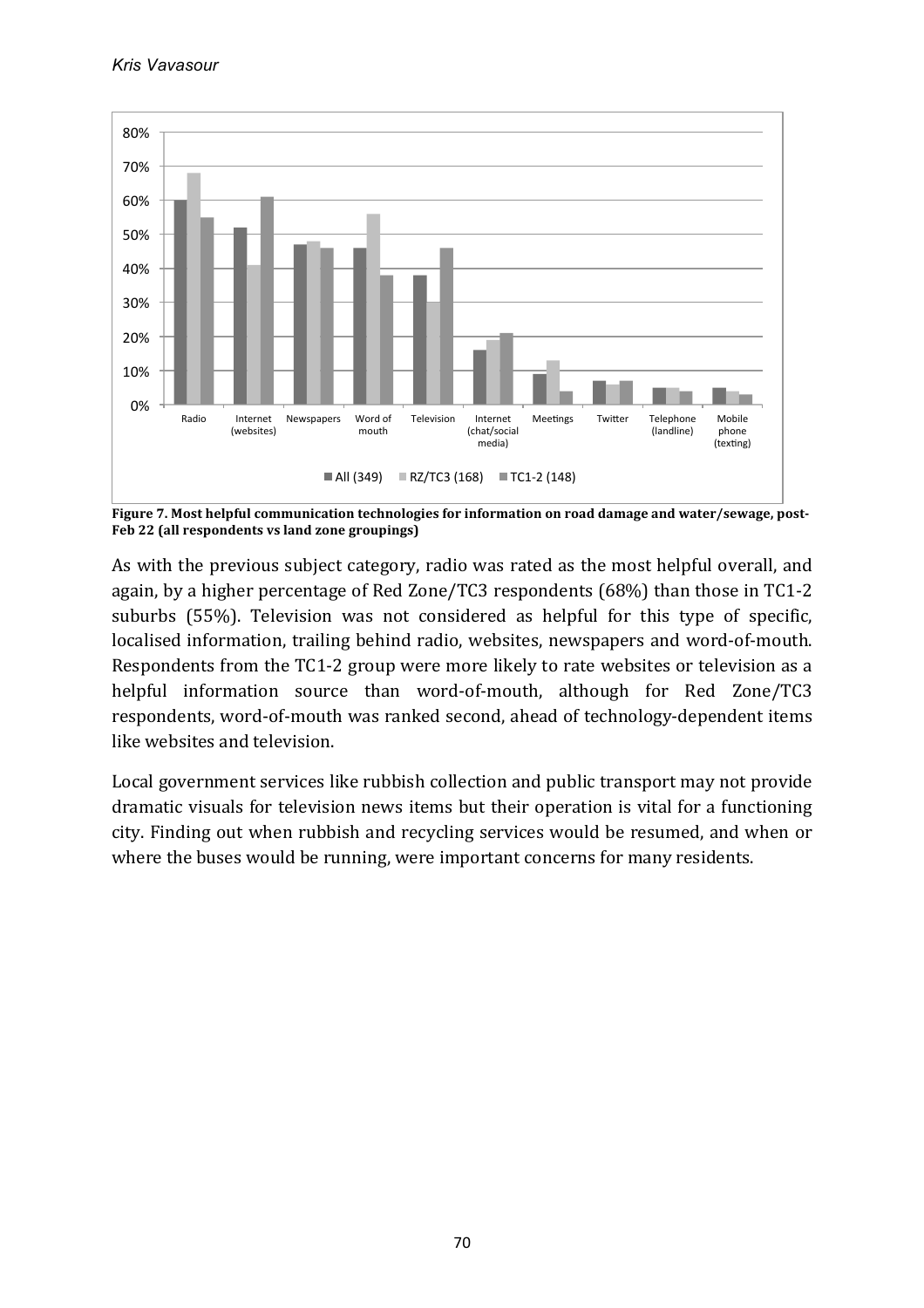**Figure 7. Most helpful communication technologies for information on road damage and water/sewage, post-Feb 22 (all respondents vs land zone groupings)**

As with the previous subject category, radio was rated as the most helpful overall, and again, by a higher percentage of Red Zone/TC3 respondents (68%) than those in TC1-2 suburbs (55%). Television was not considered as helpful for this type of specific, localised information, trailing behind radio, websites, newspapers and word-of-mouth. Respondents from the TC1-2 group were more likely to rate websites or television as a helpful information source than word-of-mouth, although for Red Zone/TC3 respondents, word-of-mouth was ranked second, ahead of technology-dependent items like websites and television.

Local government services like rubbish collection and public transport may not provide dramatic visuals for television news items but their operation is vital for a functioning city. Finding out when rubbish and recycling services would be resumed, and when or where the buses would be running, were important concerns for many residents.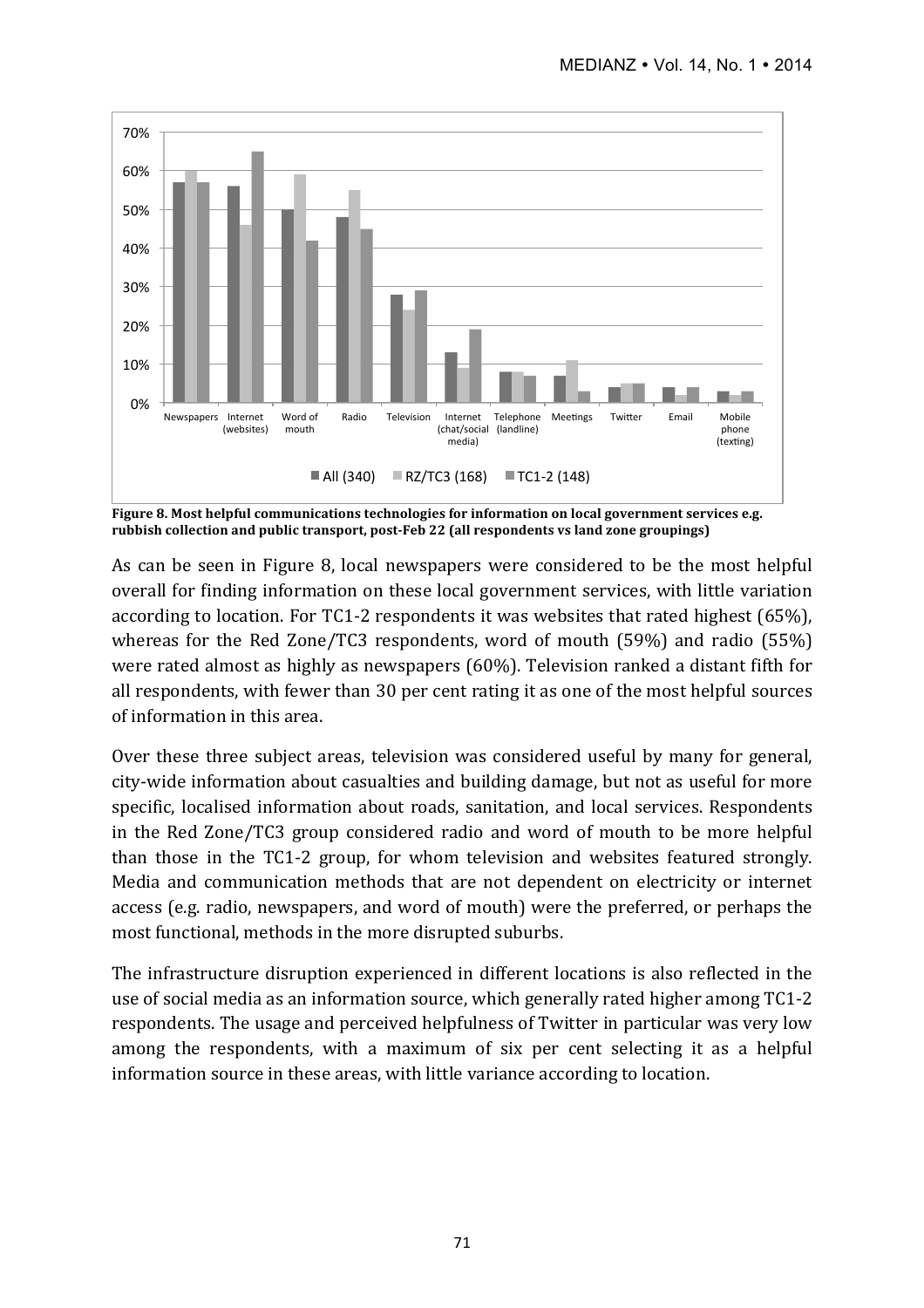**Figure 8. Most helpful communications technologies for information on local government services e.g. rubbish collection and public transport, post-Feb 22 (all respondents vs land zone groupings)**

As can be seen in Figure 8, local newspapers were considered to be the most helpful overall for finding information on these local government services, with little variation according to location. For TC1-2 respondents it was websites that rated highest (65%), whereas for the Red Zone/TC3 respondents, word of mouth (59%) and radio (55%) were rated almost as highly as newspapers (60%). Television ranked a distant fifth for all respondents, with fewer than 30 per cent rating it as one of the most helpful sources of information in this area.

Over these three subject areas, television was considered useful by many for general, city-wide information about casualties and building damage, but not as useful for more specific, localised information about roads, sanitation, and local services. Respondents in the Red Zone/TC3 group considered radio and word of mouth to be more helpful than those in the TC1-2 group, for whom television and websites featured strongly. Media and communication methods that are not dependent on electricity or internet access (e.g. radio, newspapers, and word of mouth) were the preferred, or perhaps the most functional, methods in the more disrupted suburbs.

The infrastructure disruption experienced in different locations is also reflected in the use of social media as an information source, which generally rated higher among TC1-2 respondents. The usage and perceived helpfulness of Twitter in particular was very low among the respondents, with a maximum of six per cent selecting it as a helpful information source in these areas, with little variance according to location.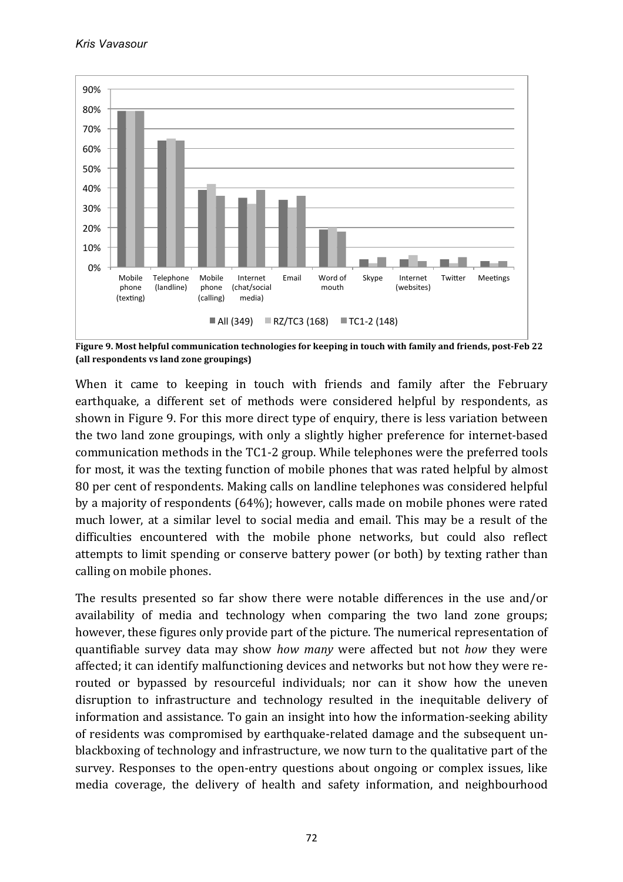**Figure 9. Most helpful communication technologies for keeping in touch with family and friends, post-Feb 22 (all respondents vs land zone groupings)**

When it came to keeping in touch with friends and family after the February earthquake, a different set of methods were considered helpful by respondents, as shown in Figure 9. For this more direct type of enquiry, there is less variation between the two land zone groupings, with only a slightly higher preference for internet-based communication methods in the TC1-2 group. While telephones were the preferred tools for most, it was the texting function of mobile phones that was rated helpful by almost 80 per cent of respondents. Making calls on landline telephones was considered helpful by a majority of respondents (64%); however, calls made on mobile phones were rated much lower, at a similar level to social media and email. This may be a result of the difficulties encountered with the mobile phone networks, but could also reflect attempts to limit spending or conserve battery power (or both) by texting rather than calling on mobile phones.

The results presented so far show there were notable differences in the use and/or availability of media and technology when comparing the two land zone groups; however, these figures only provide part of the picture. The numerical representation of quantifiable survey data may show *how many* were affected but not *how* they were affected; it can identify malfunctioning devices and networks but not how they were re-routed or bypassed by resourceful individuals; nor can it show how the uneven disruption to infrastructure and technology resulted in the inequitable delivery of information and assistance. To gain an insight into how the information-seeking ability of residents was compromised by earthquake-related damage and the subsequent un-blackboxing of technology and infrastructure, we now turn to the qualitative part of the survey. Responses to the open-entry questions about ongoing or complex issues, like media coverage, the delivery of health and safety information, and neighbourhood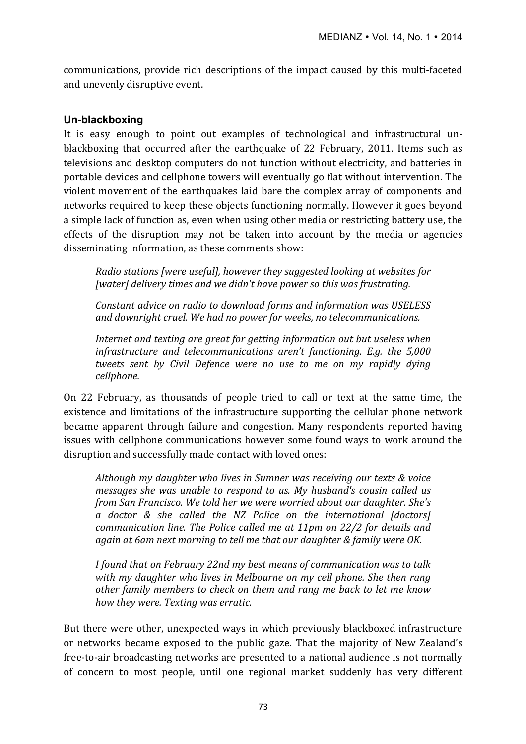communications, provide rich descriptions of the impact caused by this multi-faceted and unevenly disruptive event.

### Un-blackboxing

It is easy enough to point out examples of technological and infrastructural un-blackboxing that occurred after the earthquake of 22 February, 2011. Items such as televisions and desktop computers do not function without electricity, and batteries in portable devices and cellphone towers will eventually go flat without intervention. The violent movement of the earthquakes laid bare the complex array of components and networks required to keep these objects functioning normally. However it goes beyond a simple lack of function as, even when using other media or restricting battery use, the effects of the disruption may not be taken into account by the media or agencies disseminating information, as these comments show:

> *Radio stations [were useful], however they suggested looking at websites for [water] delivery times and we didn't have power so this was frustrating.*
>
> *Constant advice on radio to download forms and information was USELESS and downright cruel. We had no power for weeks, no telecommunications.*
>
> *Internet and texting are great for getting information out but useless when infrastructure and telecommunications aren't functioning. E.g. the 5,000 tweets sent by Civil Defence were no use to me on my rapidly dying cellphone.*

On 22 February, as thousands of people tried to call or text at the same time, the existence and limitations of the infrastructure supporting the cellular phone network became apparent through failure and congestion. Many respondents reported having issues with cellphone communications however some found ways to work around the disruption and successfully made contact with loved ones:

> *Although my daughter who lives in Sumner was receiving our texts & voice messages she was unable to respond to us. My husband's cousin called us from San Francisco. We told her we were worried about our daughter. She's a doctor & she called the NZ Police on the international [doctors] communication line. The Police called me at 11pm on 22/2 for details and again at 6am next morning to tell me that our daughter & family were OK.*
>
> *I found that on February 22nd my best means of communication was to talk with my daughter who lives in Melbourne on my cell phone. She then rang other family members to check on them and rang me back to let me know how they were. Texting was erratic.*

But there were other, unexpected ways in which previously blackboxed infrastructure or networks became exposed to the public gaze. That the majority of New Zealand's free-to-air broadcasting networks are presented to a national audience is not normally of concern to most people, until one regional market suddenly has very different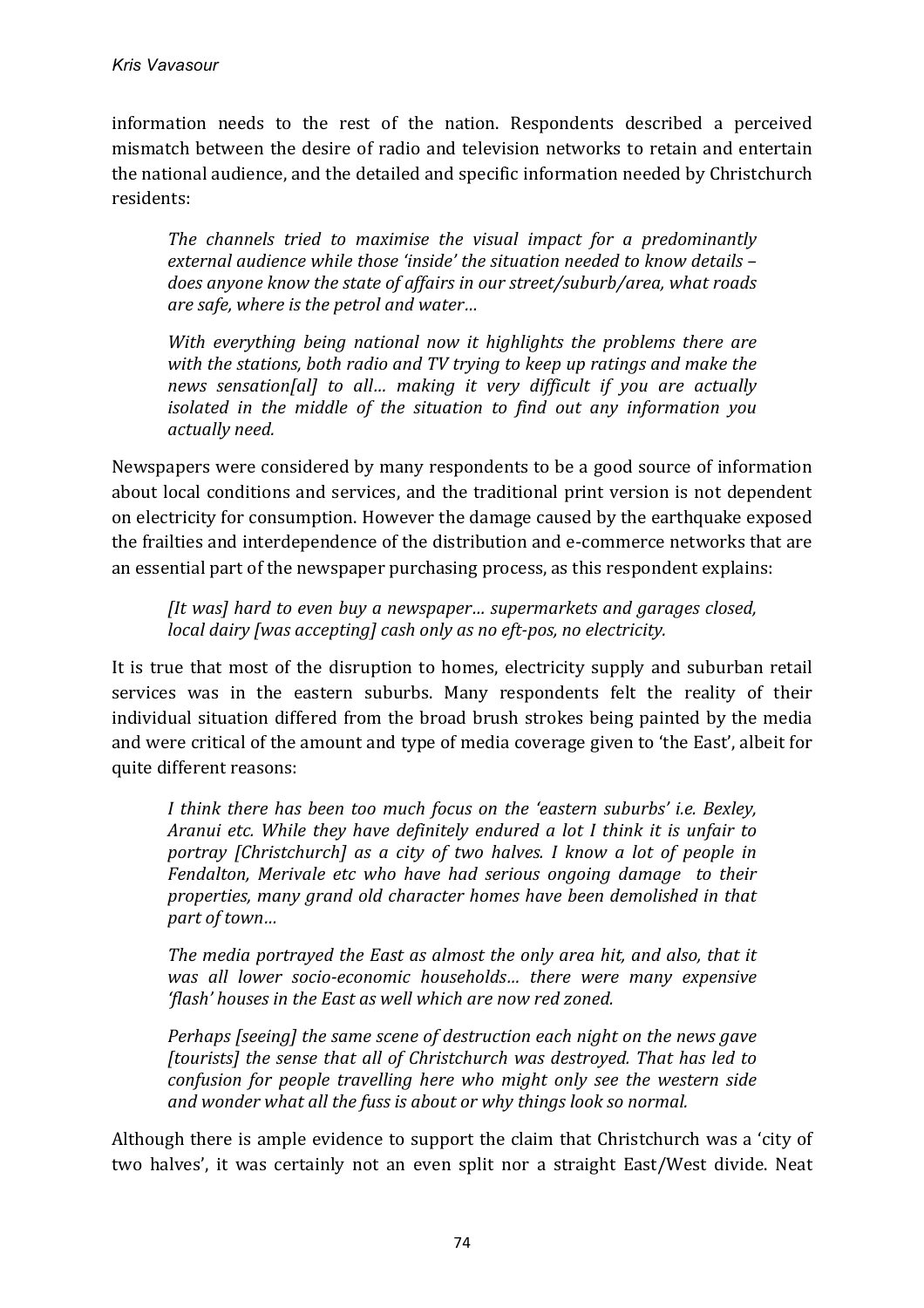information needs to the rest of the nation. Respondents described a perceived mismatch between the desire of radio and television networks to retain and entertain the national audience, and the detailed and specific information needed by Christchurch residents:

> *The channels tried to maximise the visual impact for a predominantly external audience while those 'inside' the situation needed to know details – does anyone know the state of affairs in our street/suburb/area, what roads are safe, where is the petrol and water…*

> *With everything being national now it highlights the problems there are with the stations, both radio and TV trying to keep up ratings and make the news sensation[al] to all… making it very difficult if you are actually isolated in the middle of the situation to find out any information you actually need.*

Newspapers were considered by many respondents to be a good source of information about local conditions and services, and the traditional print version is not dependent on electricity for consumption. However the damage caused by the earthquake exposed the frailties and interdependence of the distribution and e-commerce networks that are an essential part of the newspaper purchasing process, as this respondent explains:

> *[It was] hard to even buy a newspaper… supermarkets and garages closed, local dairy [was accepting] cash only as no eft-pos, no electricity.*

It is true that most of the disruption to homes, electricity supply and suburban retail services was in the eastern suburbs. Many respondents felt the reality of their individual situation differed from the broad brush strokes being painted by the media and were critical of the amount and type of media coverage given to 'the East', albeit for quite different reasons:

> *I think there has been too much focus on the 'eastern suburbs' i.e. Bexley, Aranui etc. While they have definitely endured a lot I think it is unfair to portray [Christchurch] as a city of two halves. I know a lot of people in Fendalton, Merivale etc who have had serious ongoing damage to their properties, many grand old character homes have been demolished in that part of town…*

> *The media portrayed the East as almost the only area hit, and also, that it was all lower socio-economic households… there were many expensive 'flash' houses in the East as well which are now red zoned.*

> *Perhaps [seeing] the same scene of destruction each night on the news gave [tourists] the sense that all of Christchurch was destroyed. That has led to confusion for people travelling here who might only see the western side and wonder what all the fuss is about or why things look so normal.*

Although there is ample evidence to support the claim that Christchurch was a 'city of two halves', it was certainly not an even split nor a straight East/West divide. Neat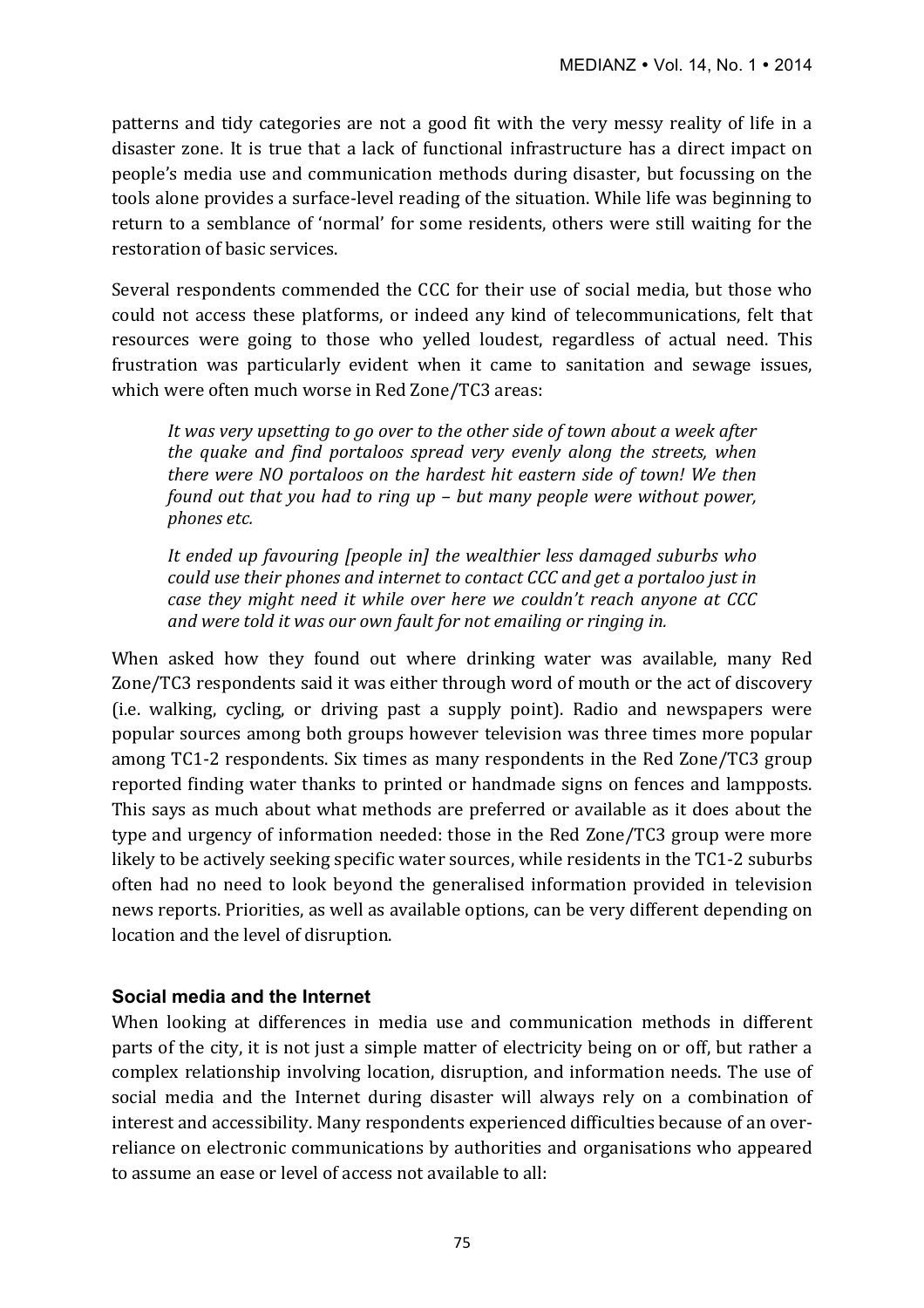patterns and tidy categories are not a good fit with the very messy reality of life in a disaster zone. It is true that a lack of functional infrastructure has a direct impact on people's media use and communication methods during disaster, but focussing on the tools alone provides a surface-level reading of the situation. While life was beginning to return to a semblance of 'normal' for some residents, others were still waiting for the restoration of basic services.

Several respondents commended the CCC for their use of social media, but those who could not access these platforms, or indeed any kind of telecommunications, felt that resources were going to those who yelled loudest, regardless of actual need. This frustration was particularly evident when it came to sanitation and sewage issues, which were often much worse in Red Zone/TC3 areas:

> *It was very upsetting to go over to the other side of town about a week after the quake and find portaloos spread very evenly along the streets, when there were NO portaloos on the hardest hit eastern side of town! We then found out that you had to ring up – but many people were without power, phones etc.*
>
> *It ended up favouring [people in] the wealthier less damaged suburbs who could use their phones and internet to contact CCC and get a portaloo just in case they might need it while over here we couldn't reach anyone at CCC and were told it was our own fault for not emailing or ringing in.*

When asked how they found out where drinking water was available, many Red Zone/TC3 respondents said it was either through word of mouth or the act of discovery (i.e. walking, cycling, or driving past a supply point). Radio and newspapers were popular sources among both groups however television was three times more popular among TC1-2 respondents. Six times as many respondents in the Red Zone/TC3 group reported finding water thanks to printed or handmade signs on fences and lampposts. This says as much about what methods are preferred or available as it does about the type and urgency of information needed: those in the Red Zone/TC3 group were more likely to be actively seeking specific water sources, while residents in the TC1-2 suburbs often had no need to look beyond the generalised information provided in television news reports. Priorities, as well as available options, can be very different depending on location and the level of disruption.

### Social media and the Internet

When looking at differences in media use and communication methods in different parts of the city, it is not just a simple matter of electricity being on or off, but rather a complex relationship involving location, disruption, and information needs. The use of social media and the Internet during disaster will always rely on a combination of interest and accessibility. Many respondents experienced difficulties because of an over-reliance on electronic communications by authorities and organisations who appeared to assume an ease or level of access not available to all: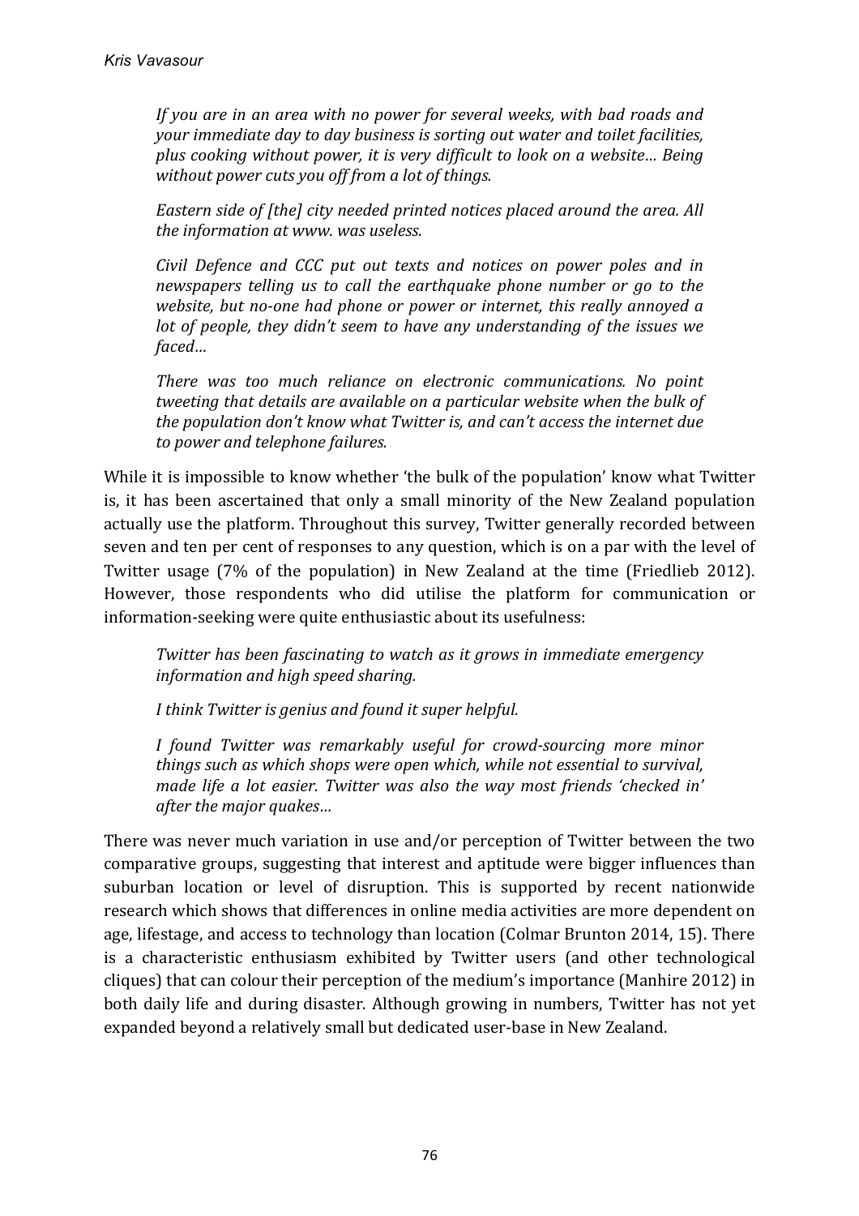*If you are in an area with no power for several weeks, with bad roads and your immediate day to day business is sorting out water and toilet facilities, plus cooking without power, it is very difficult to look on a website… Being without power cuts you off from a lot of things.*

*Eastern side of [the] city needed printed notices placed around the area. All the information at www. was useless.*

*Civil Defence and CCC put out texts and notices on power poles and in newspapers telling us to call the earthquake phone number or go to the website, but no-one had phone or power or internet, this really annoyed a lot of people, they didn't seem to have any understanding of the issues we faced…*

*There was too much reliance on electronic communications. No point tweeting that details are available on a particular website when the bulk of the population don't know what Twitter is, and can't access the internet due to power and telephone failures.*

While it is impossible to know whether 'the bulk of the population' know what Twitter is, it has been ascertained that only a small minority of the New Zealand population actually use the platform. Throughout this survey, Twitter generally recorded between seven and ten per cent of responses to any question, which is on a par with the level of Twitter usage (7% of the population) in New Zealand at the time (Friedlieb 2012). However, those respondents who did utilise the platform for communication or information-seeking were quite enthusiastic about its usefulness:

*Twitter has been fascinating to watch as it grows in immediate emergency information and high speed sharing.*

*I think Twitter is genius and found it super helpful.*

*I found Twitter was remarkably useful for crowd-sourcing more minor things such as which shops were open which, while not essential to survival, made life a lot easier. Twitter was also the way most friends 'checked in' after the major quakes…*

There was never much variation in use and/or perception of Twitter between the two comparative groups, suggesting that interest and aptitude were bigger influences than suburban location or level of disruption. This is supported by recent nationwide research which shows that differences in online media activities are more dependent on age, lifestage, and access to technology than location (Colmar Brunton 2014, 15). There is a characteristic enthusiasm exhibited by Twitter users (and other technological cliques) that can colour their perception of the medium's importance (Manhire 2012) in both daily life and during disaster. Although growing in numbers, Twitter has not yet expanded beyond a relatively small but dedicated user-base in New Zealand.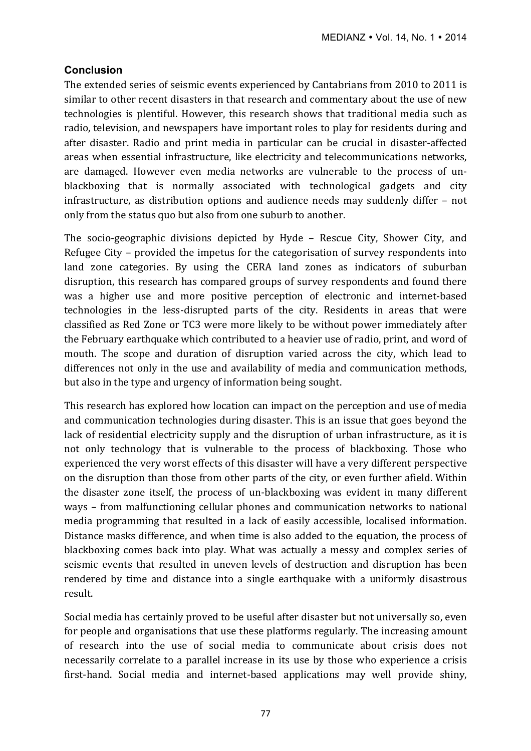## Conclusion

The extended series of seismic events experienced by Cantabrians from 2010 to 2011 is similar to other recent disasters in that research and commentary about the use of new technologies is plentiful. However, this research shows that traditional media such as radio, television, and newspapers have important roles to play for residents during and after disaster. Radio and print media in particular can be crucial in disaster-affected areas when essential infrastructure, like electricity and telecommunications networks, are damaged. However even media networks are vulnerable to the process of un-blackboxing that is normally associated with technological gadgets and city infrastructure, as distribution options and audience needs may suddenly differ – not only from the status quo but also from one suburb to another.

The socio-geographic divisions depicted by Hyde – Rescue City, Shower City, and Refugee City – provided the impetus for the categorisation of survey respondents into land zone categories. By using the CERA land zones as indicators of suburban disruption, this research has compared groups of survey respondents and found there was a higher use and more positive perception of electronic and internet-based technologies in the less-disrupted parts of the city. Residents in areas that were classified as Red Zone or TC3 were more likely to be without power immediately after the February earthquake which contributed to a heavier use of radio, print, and word of mouth. The scope and duration of disruption varied across the city, which lead to differences not only in the use and availability of media and communication methods, but also in the type and urgency of information being sought.

This research has explored how location can impact on the perception and use of media and communication technologies during disaster. This is an issue that goes beyond the lack of residential electricity supply and the disruption of urban infrastructure, as it is not only technology that is vulnerable to the process of blackboxing. Those who experienced the very worst effects of this disaster will have a very different perspective on the disruption than those from other parts of the city, or even further afield. Within the disaster zone itself, the process of un-blackboxing was evident in many different ways – from malfunctioning cellular phones and communication networks to national media programming that resulted in a lack of easily accessible, localised information. Distance masks difference, and when time is also added to the equation, the process of blackboxing comes back into play. What was actually a messy and complex series of seismic events that resulted in uneven levels of destruction and disruption has been rendered by time and distance into a single earthquake with a uniformly disastrous result.

Social media has certainly proved to be useful after disaster but not universally so, even for people and organisations that use these platforms regularly. The increasing amount of research into the use of social media to communicate about crisis does not necessarily correlate to a parallel increase in its use by those who experience a crisis first-hand. Social media and internet-based applications may well provide shiny,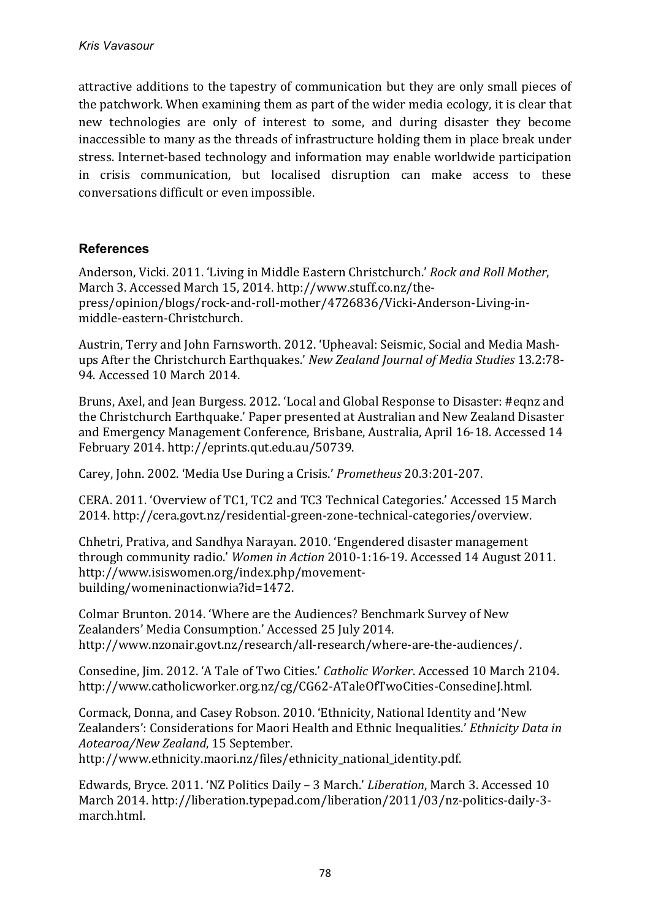attractive additions to the tapestry of communication but they are only small pieces of the patchwork. When examining them as part of the wider media ecology, it is clear that new technologies are only of interest to some, and during disaster they become inaccessible to many as the threads of infrastructure holding them in place break under stress. Internet-based technology and information may enable worldwide participation in crisis communication, but localised disruption can make access to these conversations difficult or even impossible.

## References

Anderson, Vicki. 2011. 'Living in Middle Eastern Christchurch.' *Rock and Roll Mother*, March 3. Accessed March 15, 2014. http://www.stuff.co.nz/the-press/opinion/blogs/rock-and-roll-mother/4726836/Vicki-Anderson-Living-in-middle-eastern-Christchurch.

Austrin, Terry and John Farnsworth. 2012. 'Upheaval: Seismic, Social and Media Mash-ups After the Christchurch Earthquakes.' *New Zealand Journal of Media Studies* 13.2:78-94. Accessed 10 March 2014.

Bruns, Axel, and Jean Burgess. 2012. 'Local and Global Response to Disaster: #eqnz and the Christchurch Earthquake.' Paper presented at Australian and New Zealand Disaster and Emergency Management Conference, Brisbane, Australia, April 16-18. Accessed 14 February 2014. http://eprints.qut.edu.au/50739.

Carey, John. 2002. 'Media Use During a Crisis.' *Prometheus* 20.3:201-207.

CERA. 2011. 'Overview of TC1, TC2 and TC3 Technical Categories.' Accessed 15 March 2014. http://cera.govt.nz/residential-green-zone-technical-categories/overview.

Chhetri, Prativa, and Sandhya Narayan. 2010. 'Engendered disaster management through community radio.' *Women in Action* 2010-1:16-19. Accessed 14 August 2011. http://www.isiswomen.org/index.php/movement-building/womeninactionwia?id=1472.

Colmar Brunton. 2014. 'Where are the Audiences? Benchmark Survey of New Zealanders' Media Consumption.' Accessed 25 July 2014. http://www.nzonair.govt.nz/research/all-research/where-are-the-audiences/.

Consedine, Jim. 2012. 'A Tale of Two Cities.' *Catholic Worker*. Accessed 10 March 2104. http://www.catholicworker.org.nz/cg/CG62-ATaleOfTwoCities-ConsedineJ.html.

Cormack, Donna, and Casey Robson. 2010. 'Ethnicity, National Identity and 'New Zealanders': Considerations for Maori Health and Ethnic Inequalities.' *Ethnicity Data in Aotearoa/New Zealand*, 15 September. http://www.ethnicity.maori.nz/files/ethnicity_national_identity.pdf.

Edwards, Bryce. 2011. 'NZ Politics Daily – 3 March.' *Liberation*, March 3. Accessed 10 March 2014. http://liberation.typepad.com/liberation/2011/03/nz-politics-daily-3-march.html.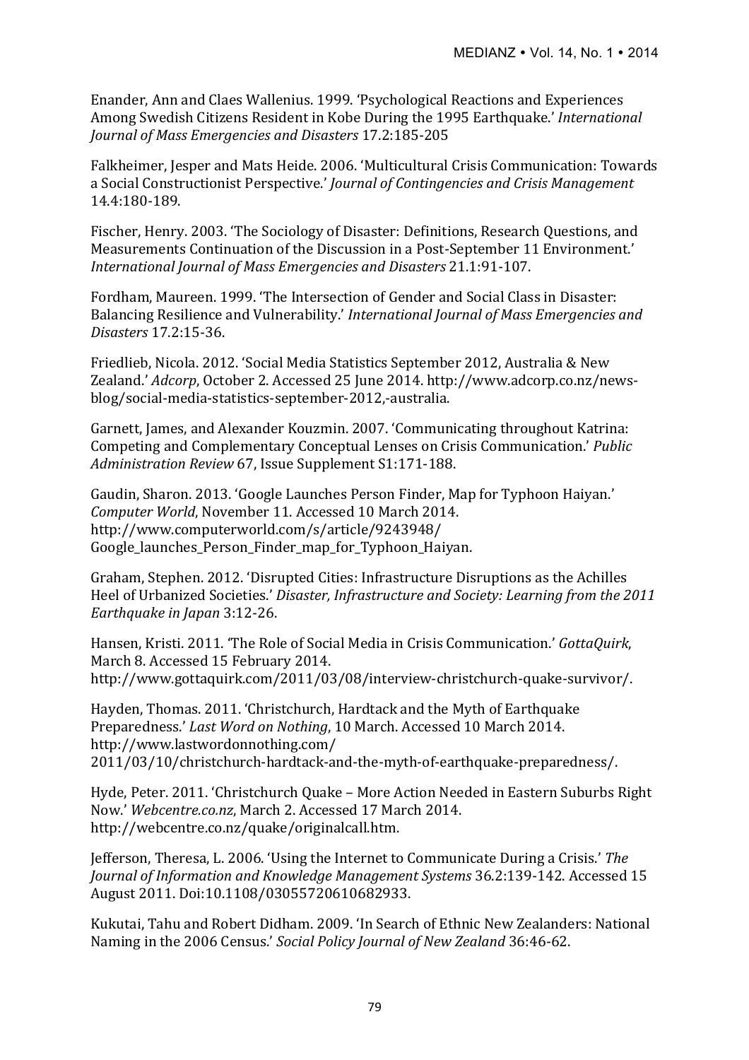Enander, Ann and Claes Wallenius. 1999. 'Psychological Reactions and Experiences Among Swedish Citizens Resident in Kobe During the 1995 Earthquake.' *International Journal of Mass Emergencies and Disasters* 17.2:185-205

Falkheimer, Jesper and Mats Heide. 2006. 'Multicultural Crisis Communication: Towards a Social Constructionist Perspective.' *Journal of Contingencies and Crisis Management* 14.4:180-189.

Fischer, Henry. 2003. 'The Sociology of Disaster: Definitions, Research Questions, and Measurements Continuation of the Discussion in a Post-September 11 Environment.' *International Journal of Mass Emergencies and Disasters* 21.1:91-107.

Fordham, Maureen. 1999. 'The Intersection of Gender and Social Class in Disaster: Balancing Resilience and Vulnerability.' *International Journal of Mass Emergencies and Disasters* 17.2:15-36.

Friedlieb, Nicola. 2012. 'Social Media Statistics September 2012, Australia & New Zealand.' *Adcorp*, October 2. Accessed 25 June 2014. http://www.adcorp.co.nz/news-blog/social-media-statistics-september-2012,-australia.

Garnett, James, and Alexander Kouzmin. 2007. 'Communicating throughout Katrina: Competing and Complementary Conceptual Lenses on Crisis Communication.' *Public Administration Review* 67, Issue Supplement S1:171-188.

Gaudin, Sharon. 2013. 'Google Launches Person Finder, Map for Typhoon Haiyan.' *Computer World*, November 11. Accessed 10 March 2014. http://www.computerworld.com/s/article/9243948/Google_launches_Person_Finder_map_for_Typhoon_Haiyan.

Graham, Stephen. 2012. 'Disrupted Cities: Infrastructure Disruptions as the Achilles Heel of Urbanized Societies.' *Disaster, Infrastructure and Society: Learning from the 2011 Earthquake in Japan* 3:12-26.

Hansen, Kristi. 2011. 'The Role of Social Media in Crisis Communication.' *GottaQuirk*, March 8. Accessed 15 February 2014. http://www.gottaquirk.com/2011/03/08/interview-christchurch-quake-survivor/.

Hayden, Thomas. 2011. 'Christchurch, Hardtack and the Myth of Earthquake Preparedness.' *Last Word on Nothing*, 10 March. Accessed 10 March 2014. http://www.lastwordonnothing.com/2011/03/10/christchurch-hardtack-and-the-myth-of-earthquake-preparedness/.

Hyde, Peter. 2011. 'Christchurch Quake – More Action Needed in Eastern Suburbs Right Now.' *Webcentre.co.nz*, March 2. Accessed 17 March 2014. http://webcentre.co.nz/quake/originalcall.htm.

Jefferson, Theresa, L. 2006. 'Using the Internet to Communicate During a Crisis.' *The Journal of Information and Knowledge Management Systems* 36.2:139-142. Accessed 15 August 2011. Doi:10.1108/03055720610682933.

Kukutai, Tahu and Robert Didham. 2009. 'In Search of Ethnic New Zealanders: National Naming in the 2006 Census.' *Social Policy Journal of New Zealand* 36:46-62.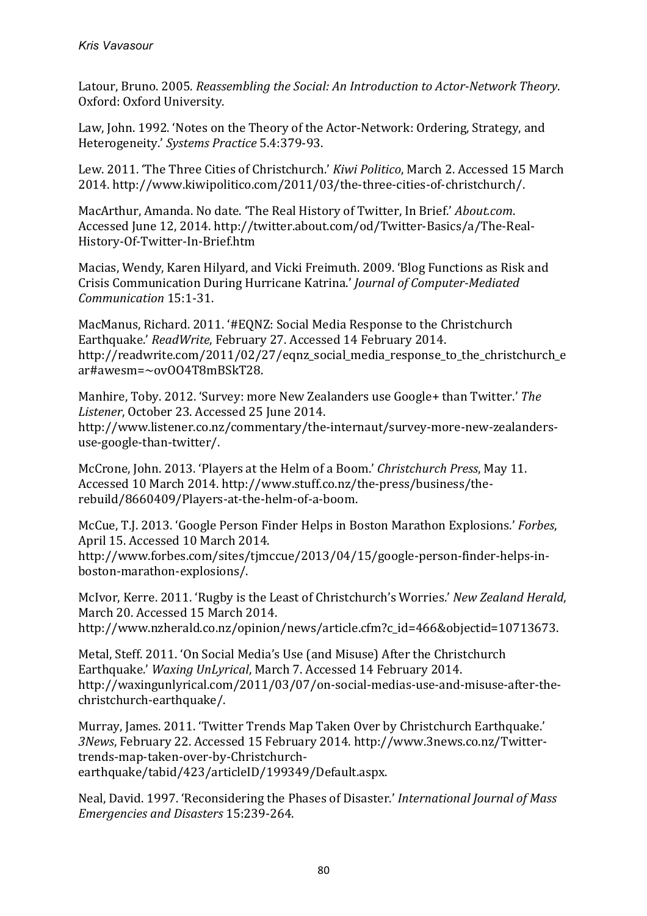Latour, Bruno. 2005. *Reassembling the Social: An Introduction to Actor-Network Theory*. Oxford: Oxford University.

Law, John. 1992. 'Notes on the Theory of the Actor-Network: Ordering, Strategy, and Heterogeneity.' *Systems Practice* 5.4:379-93.

Lew. 2011. 'The Three Cities of Christchurch.' *Kiwi Politico*, March 2. Accessed 15 March 2014. http://www.kiwipolitico.com/2011/03/the-three-cities-of-christchurch/.

MacArthur, Amanda. No date. 'The Real History of Twitter, In Brief.' *About.com*. Accessed June 12, 2014. http://twitter.about.com/od/Twitter-Basics/a/The-Real-History-Of-Twitter-In-Brief.htm

Macias, Wendy, Karen Hilyard, and Vicki Freimuth. 2009. 'Blog Functions as Risk and Crisis Communication During Hurricane Katrina.' *Journal of Computer-Mediated Communication* 15:1-31.

MacManus, Richard. 2011. '#EQNZ: Social Media Response to the Christchurch Earthquake.' *ReadWrite*, February 27. Accessed 14 February 2014. http://readwrite.com/2011/02/27/eqnz_social_media_response_to_the_christchurch_ear#awesm=~ovOO4T8mBSkT28.

Manhire, Toby. 2012. 'Survey: more New Zealanders use Google+ than Twitter.' *The Listener*, October 23. Accessed 25 June 2014. http://www.listener.co.nz/commentary/the-internaut/survey-more-new-zealanders-use-google-than-twitter/.

McCrone, John. 2013. 'Players at the Helm of a Boom.' *Christchurch Press*, May 11. Accessed 10 March 2014. http://www.stuff.co.nz/the-press/business/the-rebuild/8660409/Players-at-the-helm-of-a-boom.

McCue, T.J. 2013. 'Google Person Finder Helps in Boston Marathon Explosions.' *Forbes*, April 15. Accessed 10 March 2014. http://www.forbes.com/sites/tjmccue/2013/04/15/google-person-finder-helps-in-boston-marathon-explosions/.

McIvor, Kerre. 2011. 'Rugby is the Least of Christchurch's Worries.' *New Zealand Herald*, March 20. Accessed 15 March 2014. http://www.nzherald.co.nz/opinion/news/article.cfm?c_id=466&objectid=10713673.

Metal, Steff. 2011. 'On Social Media's Use (and Misuse) After the Christchurch Earthquake.' *Waxing UnLyrical*, March 7. Accessed 14 February 2014. http://waxingunlyrical.com/2011/03/07/on-social-medias-use-and-misuse-after-the-christchurch-earthquake/.

Murray, James. 2011. 'Twitter Trends Map Taken Over by Christchurch Earthquake.' *3News*, February 22. Accessed 15 February 2014. http://www.3news.co.nz/Twitter-trends-map-taken-over-by-Christchurch-earthquake/tabid/423/articleID/199349/Default.aspx.

Neal, David. 1997. 'Reconsidering the Phases of Disaster.' *International Journal of Mass Emergencies and Disasters* 15:239-264.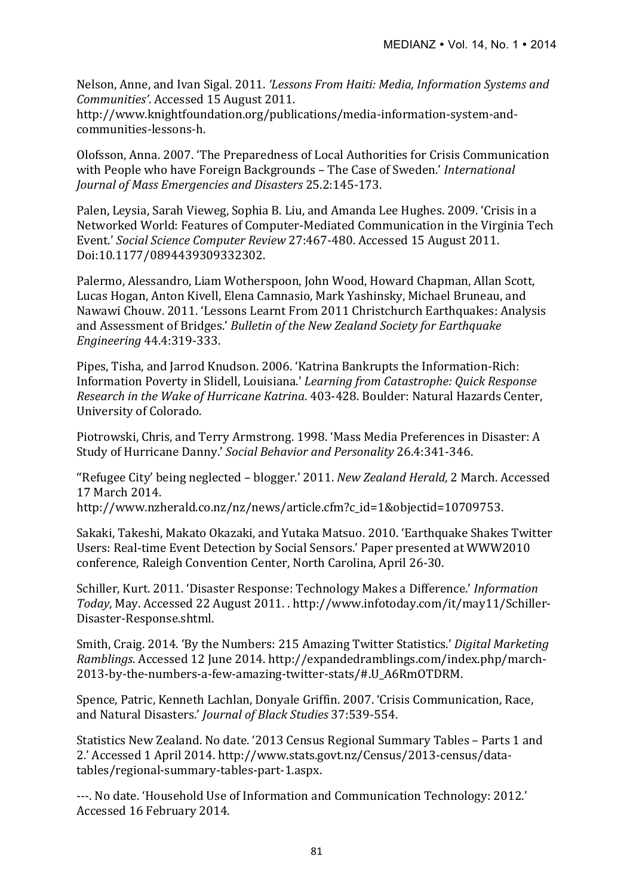Nelson, Anne, and Ivan Sigal. 2011. *'Lessons From Haiti: Media, Information Systems and Communities'*. Accessed 15 August 2011. http://www.knightfoundation.org/publications/media-information-system-and-communities-lessons-h.

Olofsson, Anna. 2007. 'The Preparedness of Local Authorities for Crisis Communication with People who have Foreign Backgrounds – The Case of Sweden.' *International Journal of Mass Emergencies and Disasters* 25.2:145-173.

Palen, Leysia, Sarah Vieweg, Sophia B. Liu, and Amanda Lee Hughes. 2009. 'Crisis in a Networked World: Features of Computer-Mediated Communication in the Virginia Tech Event.' *Social Science Computer Review* 27:467-480. Accessed 15 August 2011. Doi:10.1177/0894439309332302.

Palermo, Alessandro, Liam Wotherspoon, John Wood, Howard Chapman, Allan Scott, Lucas Hogan, Anton Kivell, Elena Camnasio, Mark Yashinsky, Michael Bruneau, and Nawawi Chouw. 2011. 'Lessons Learnt From 2011 Christchurch Earthquakes: Analysis and Assessment of Bridges.' *Bulletin of the New Zealand Society for Earthquake Engineering* 44.4:319-333.

Pipes, Tisha, and Jarrod Knudson. 2006. 'Katrina Bankrupts the Information-Rich: Information Poverty in Slidell, Louisiana.' *Learning from Catastrophe: Quick Response Research in the Wake of Hurricane Katrina*. 403-428. Boulder: Natural Hazards Center, University of Colorado.

Piotrowski, Chris, and Terry Armstrong. 1998. 'Mass Media Preferences in Disaster: A Study of Hurricane Danny.' *Social Behavior and Personality* 26.4:341-346.

"Refugee City' being neglected – blogger.' 2011. *New Zealand Herald*, 2 March. Accessed 17 March 2014. http://www.nzherald.co.nz/nz/news/article.cfm?c_id=1&objectid=10709753.

Sakaki, Takeshi, Makato Okazaki, and Yutaka Matsuo. 2010. 'Earthquake Shakes Twitter Users: Real-time Event Detection by Social Sensors.' Paper presented at WWW2010 conference, Raleigh Convention Center, North Carolina, April 26-30.

Schiller, Kurt. 2011. 'Disaster Response: Technology Makes a Difference.' *Information Today*, May. Accessed 22 August 2011. . http://www.infotoday.com/it/may11/Schiller-Disaster-Response.shtml.

Smith, Craig. 2014. 'By the Numbers: 215 Amazing Twitter Statistics.' *Digital Marketing Ramblings*. Accessed 12 June 2014. http://expandedramblings.com/index.php/march-2013-by-the-numbers-a-few-amazing-twitter-stats/#.U_A6RmOTDRM.

Spence, Patric, Kenneth Lachlan, Donyale Griffin. 2007. 'Crisis Communication, Race, and Natural Disasters.' *Journal of Black Studies* 37:539-554.

Statistics New Zealand. No date. '2013 Census Regional Summary Tables – Parts 1 and 2.' Accessed 1 April 2014. http://www.stats.govt.nz/Census/2013-census/data-tables/regional-summary-tables-part-1.aspx.

---. No date. 'Household Use of Information and Communication Technology: 2012.' Accessed 16 February 2014.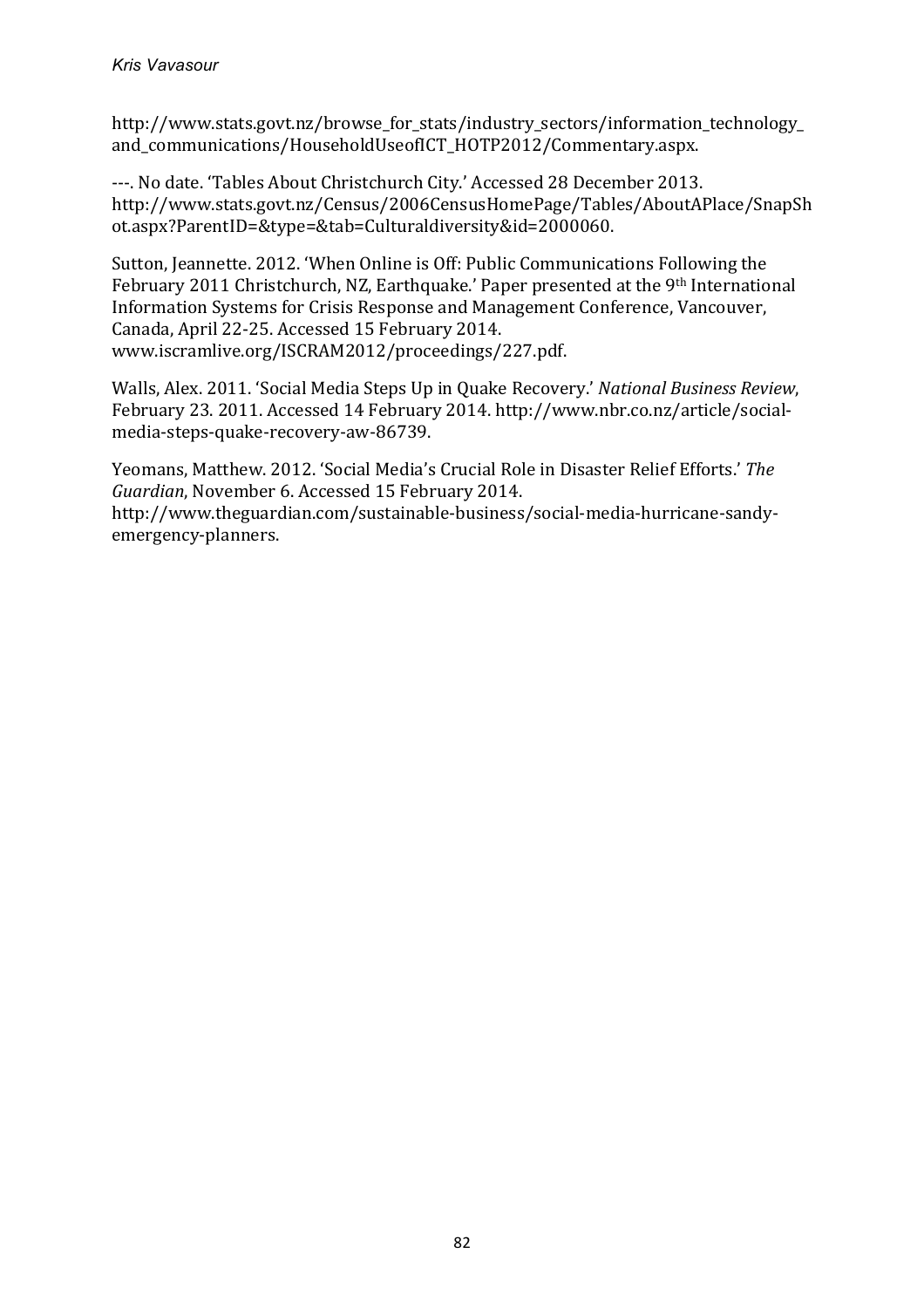http://www.stats.govt.nz/browse_for_stats/industry_sectors/information_technology_and_communications/HouseholdUseofICT_HOTP2012/Commentary.aspx.

---. No date. 'Tables About Christchurch City.' Accessed 28 December 2013. http://www.stats.govt.nz/Census/2006CensusHomePage/Tables/AboutAPlace/SnapShot.aspx?ParentID=&type=&tab=Culturaldiversity&id=2000060.

Sutton, Jeannette. 2012. 'When Online is Off: Public Communications Following the February 2011 Christchurch, NZ, Earthquake.' Paper presented at the 9th International Information Systems for Crisis Response and Management Conference, Vancouver, Canada, April 22-25. Accessed 15 February 2014. www.iscramlive.org/ISCRAM2012/proceedings/227.pdf.

Walls, Alex. 2011. 'Social Media Steps Up in Quake Recovery.' *National Business Review*, February 23. 2011. Accessed 14 February 2014. http://www.nbr.co.nz/article/social-media-steps-quake-recovery-aw-86739.

Yeomans, Matthew. 2012. 'Social Media's Crucial Role in Disaster Relief Efforts.' *The Guardian*, November 6. Accessed 15 February 2014. http://www.theguardian.com/sustainable-business/social-media-hurricane-sandy-emergency-planners.